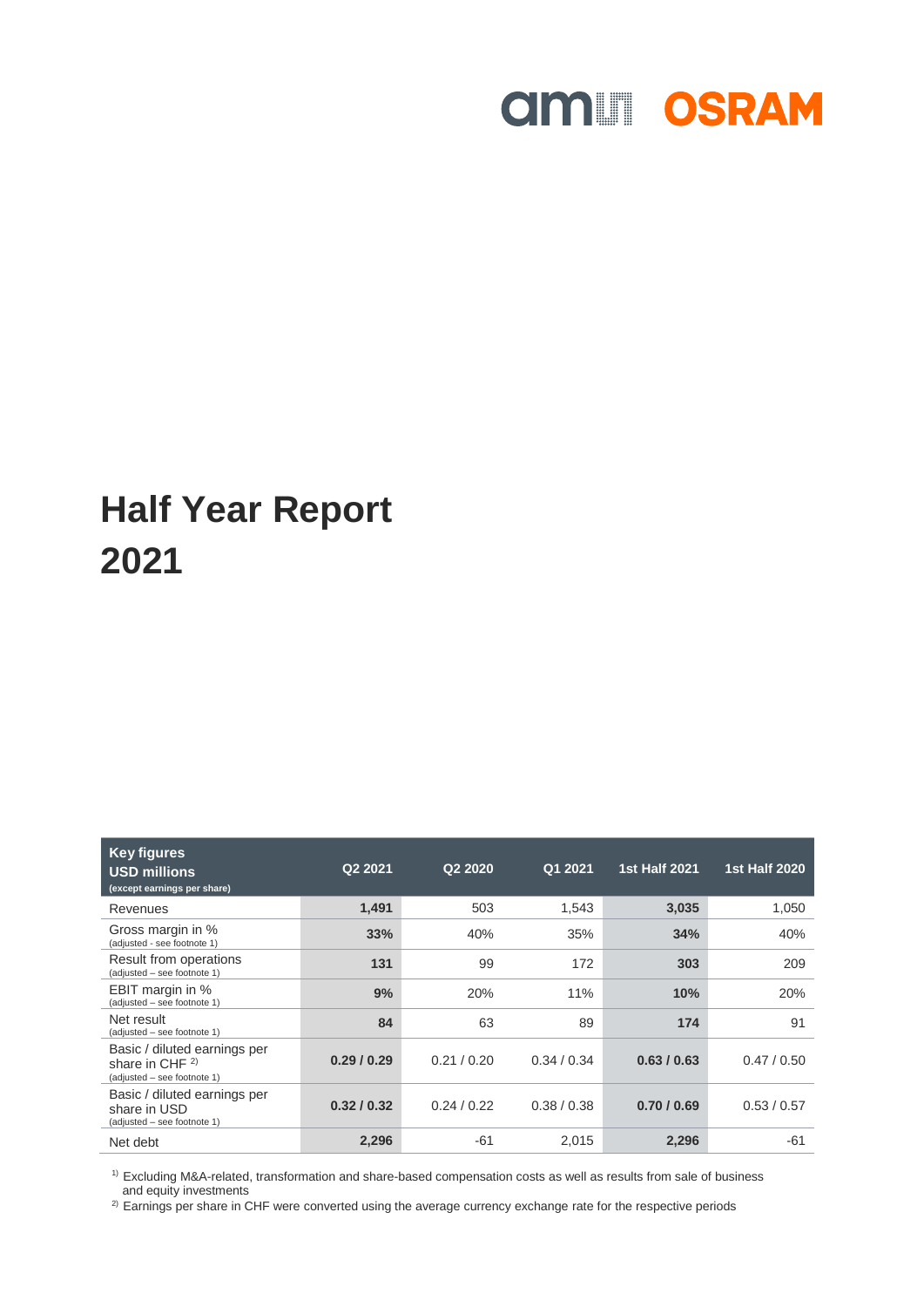# Half Year Report 2021

| Key figures USD millions (except earnings per share) | Q2 2021 | Q2 2020 | Q1 2021 | 1st Half 2021 | 1st Half 2020 |
|---|---|---|---|---|---|
| Revenues | **1,491** | 503 | 1,543 | **3,035** | 1,050 |
| Gross margin in % (adjusted - see footnote 1) | **33%** | 40% | 35% | **34%** | 40% |
| Result from operations (adjusted – see footnote 1) | **131** | 99 | 172 | **303** | 209 |
| EBIT margin in % (adjusted – see footnote 1) | **9%** | 20% | 11% | **10%** | 20% |
| Net result (adjusted – see footnote 1) | **84** | 63 | 89 | **174** | 91 |
| Basic / diluted earnings per share in CHF [2] (adjusted – see footnote 1) | **0.29 / 0.29** | 0.21 / 0.20 | 0.34 / 0.34 | **0.63 / 0.63** | 0.47 / 0.50 |
| Basic / diluted earnings per share in USD (adjusted – see footnote 1) | **0.32 / 0.32** | 0.24 / 0.22 | 0.38 / 0.38 | **0.70 / 0.69** | 0.53 / 0.57 |
| Net debt | **2,296** | -61 | 2,015 | **2,296** | -61 |

[1] Excluding M&A-related, transformation and share-based compensation costs as well as results from sale of business and equity investments

[2] Earnings per share in CHF were converted using the average currency exchange rate for the respective periods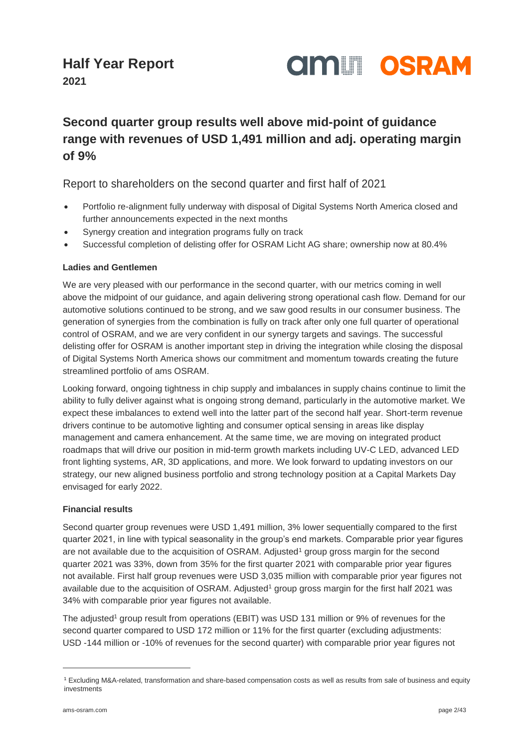# Half Year Report

**2021**

## Second quarter group results well above mid-point of guidance range with revenues of USD 1,491 million and adj. operating margin of 9%

Report to shareholders on the second quarter and first half of 2021

- Portfolio re-alignment fully underway with disposal of Digital Systems North America closed and further announcements expected in the next months
- Synergy creation and integration programs fully on track
- Successful completion of delisting offer for OSRAM Licht AG share; ownership now at 80.4%

**Ladies and Gentlemen**

We are very pleased with our performance in the second quarter, with our metrics coming in well above the midpoint of our guidance, and again delivering strong operational cash flow. Demand for our automotive solutions continued to be strong, and we saw good results in our consumer business. The generation of synergies from the combination is fully on track after only one full quarter of operational control of OSRAM, and we are very confident in our synergy targets and savings. The successful delisting offer for OSRAM is another important step in driving the integration while closing the disposal of Digital Systems North America shows our commitment and momentum towards creating the future streamlined portfolio of ams OSRAM.

Looking forward, ongoing tightness in chip supply and imbalances in supply chains continue to limit the ability to fully deliver against what is ongoing strong demand, particularly in the automotive market. We expect these imbalances to extend well into the latter part of the second half year. Short-term revenue drivers continue to be automotive lighting and consumer optical sensing in areas like display management and camera enhancement. At the same time, we are moving on integrated product roadmaps that will drive our position in mid-term growth markets including UV-C LED, advanced LED front lighting systems, AR, 3D applications, and more. We look forward to updating investors on our strategy, our new aligned business portfolio and strong technology position at a Capital Markets Day envisaged for early 2022.

**Financial results**

Second quarter group revenues were USD 1,491 million, 3% lower sequentially compared to the first quarter 2021, in line with typical seasonality in the group's end markets. Comparable prior year figures are not available due to the acquisition of OSRAM. Adjusted[1] group gross margin for the second quarter 2021 was 33%, down from 35% for the first quarter 2021 with comparable prior year figures not available. First half group revenues were USD 3,035 million with comparable prior year figures not available due to the acquisition of OSRAM. Adjusted[1] group gross margin for the first half 2021 was 34% with comparable prior year figures not available.

The adjusted[1] group result from operations (EBIT) was USD 131 million or 9% of revenues for the second quarter compared to USD 172 million or 11% for the first quarter (excluding adjustments: USD -144 million or -10% of revenues for the second quarter) with comparable prior year figures not

[1] Excluding M&A-related, transformation and share-based compensation costs as well as results from sale of business and equity investments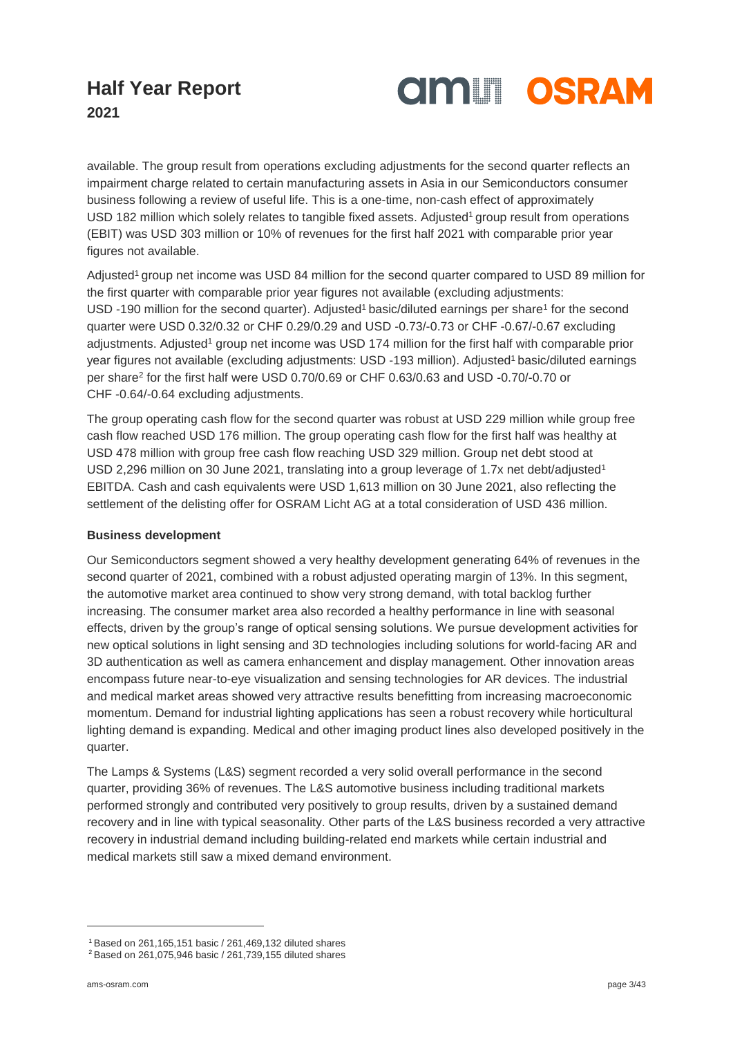available. The group result from operations excluding adjustments for the second quarter reflects an impairment charge related to certain manufacturing assets in Asia in our Semiconductors consumer business following a review of useful life. This is a one-time, non-cash effect of approximately USD 182 million which solely relates to tangible fixed assets. Adjusted[1] group result from operations (EBIT) was USD 303 million or 10% of revenues for the first half 2021 with comparable prior year figures not available.

Adjusted[1] group net income was USD 84 million for the second quarter compared to USD 89 million for the first quarter with comparable prior year figures not available (excluding adjustments: USD -190 million for the second quarter). Adjusted[1] basic/diluted earnings per share[1] for the second quarter were USD 0.32/0.32 or CHF 0.29/0.29 and USD -0.73/-0.73 or CHF -0.67/-0.67 excluding adjustments. Adjusted[1] group net income was USD 174 million for the first half with comparable prior year figures not available (excluding adjustments: USD -193 million). Adjusted[1] basic/diluted earnings per share[2] for the first half were USD 0.70/0.69 or CHF 0.63/0.63 and USD -0.70/-0.70 or CHF -0.64/-0.64 excluding adjustments.

The group operating cash flow for the second quarter was robust at USD 229 million while group free cash flow reached USD 176 million. The group operating cash flow for the first half was healthy at USD 478 million with group free cash flow reaching USD 329 million. Group net debt stood at USD 2,296 million on 30 June 2021, translating into a group leverage of 1.7x net debt/adjusted[1] EBITDA. Cash and cash equivalents were USD 1,613 million on 30 June 2021, also reflecting the settlement of the delisting offer for OSRAM Licht AG at a total consideration of USD 436 million.

**Business development**

Our Semiconductors segment showed a very healthy development generating 64% of revenues in the second quarter of 2021, combined with a robust adjusted operating margin of 13%. In this segment, the automotive market area continued to show very strong demand, with total backlog further increasing. The consumer market area also recorded a healthy performance in line with seasonal effects, driven by the group's range of optical sensing solutions. We pursue development activities for new optical solutions in light sensing and 3D technologies including solutions for world-facing AR and 3D authentication as well as camera enhancement and display management. Other innovation areas encompass future near-to-eye visualization and sensing technologies for AR devices. The industrial and medical market areas showed very attractive results benefitting from increasing macroeconomic momentum. Demand for industrial lighting applications has seen a robust recovery while horticultural lighting demand is expanding. Medical and other imaging product lines also developed positively in the quarter.

The Lamps & Systems (L&S) segment recorded a very solid overall performance in the second quarter, providing 36% of revenues. The L&S automotive business including traditional markets performed strongly and contributed very positively to group results, driven by a sustained demand recovery and in line with typical seasonality. Other parts of the L&S business recorded a very attractive recovery in industrial demand including building-related end markets while certain industrial and medical markets still saw a mixed demand environment.

---

[1] Based on 261,165,151 basic / 261,469,132 diluted shares

[2] Based on 261,075,946 basic / 261,739,155 diluted shares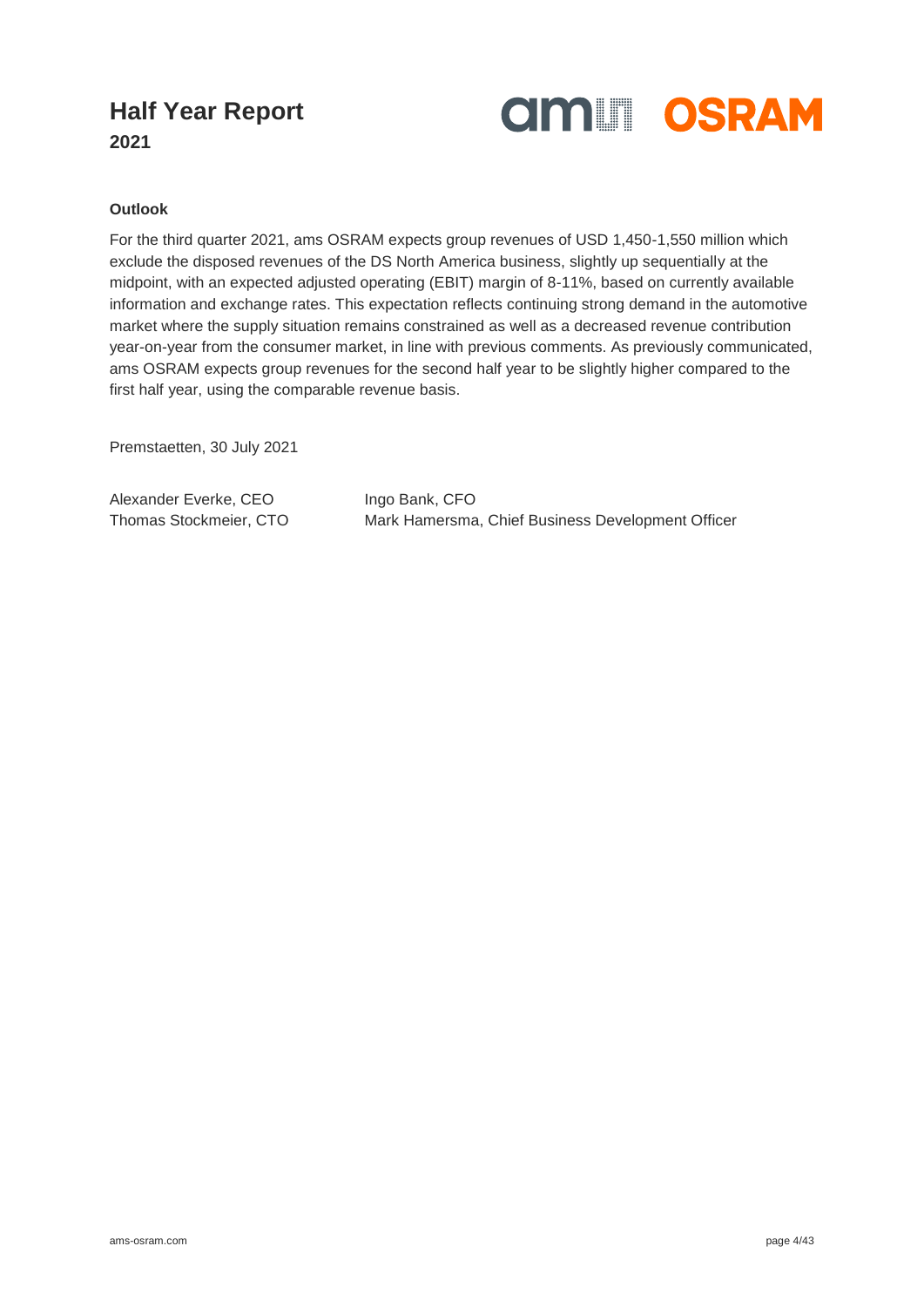### Outlook

For the third quarter 2021, ams OSRAM expects group revenues of USD 1,450-1,550 million which exclude the disposed revenues of the DS North America business, slightly up sequentially at the midpoint, with an expected adjusted operating (EBIT) margin of 8-11%, based on currently available information and exchange rates. This expectation reflects continuing strong demand in the automotive market where the supply situation remains constrained as well as a decreased revenue contribution year-on-year from the consumer market, in line with previous comments. As previously communicated, ams OSRAM expects group revenues for the second half year to be slightly higher compared to the first half year, using the comparable revenue basis.

Premstaetten, 30 July 2021

Alexander Everke, CEO
Ingo Bank, CFO
Thomas Stockmeier, CTO
Mark Hamersma, Chief Business Development Officer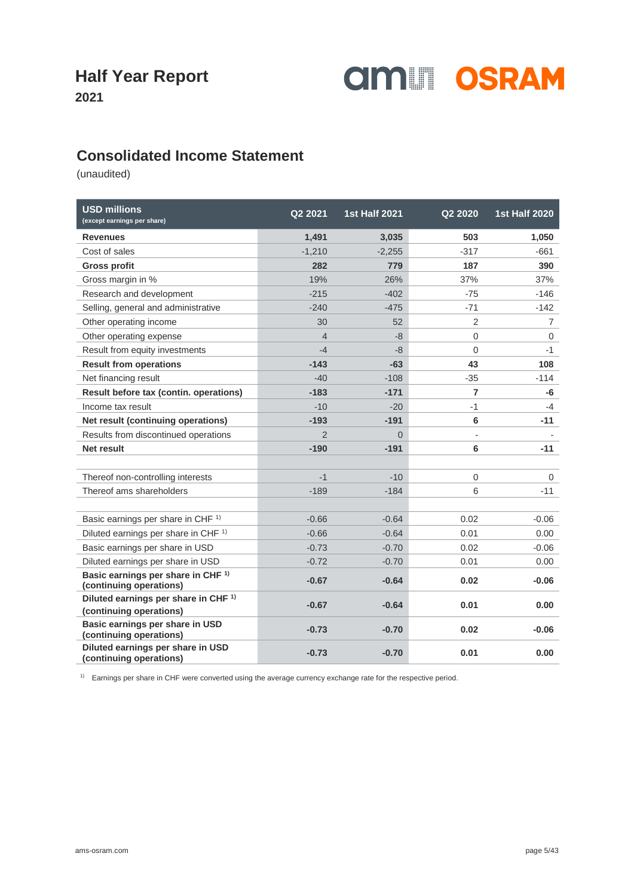# Half Year Report

**2021**

## Consolidated Income Statement

(unaudited)

| USD millions (except earnings per share) | Q2 2021 | 1st Half 2021 | Q2 2020 | 1st Half 2020 |
|---|---|---|---|---|
| **Revenues** | **1,491** | **3,035** | **503** | **1,050** |
| Cost of sales | -1,210 | -2,255 | -317 | -661 |
| **Gross profit** | **282** | **779** | **187** | **390** |
| Gross margin in % | 19% | 26% | 37% | 37% |
| Research and development | -215 | -402 | -75 | -146 |
| Selling, general and administrative | -240 | -475 | -71 | -142 |
| Other operating income | 30 | 52 | 2 | 7 |
| Other operating expense | 4 | -8 | 0 | 0 |
| Result from equity investments | -4 | -8 | 0 | -1 |
| **Result from operations** | **-143** | **-63** | **43** | **108** |
| Net financing result | -40 | -108 | -35 | -114 |
| **Result before tax (contin. operations)** | **-183** | **-171** | **7** | **-6** |
| Income tax result | -10 | -20 | -1 | -4 |
| **Net result (continuing operations)** | **-193** | **-191** | **6** | **-11** |
| Results from discontinued operations | 2 | 0 | - | - |
| **Net result** | **-190** | **-191** | **6** | **-11** |
| | | | | |
| Thereof non-controlling interests | -1 | -10 | 0 | 0 |
| Thereof ams shareholders | -189 | -184 | 6 | -11 |
| | | | | |
| Basic earnings per share in CHF [1] | -0.66 | -0.64 | 0.02 | -0.06 |
| Diluted earnings per share in CHF [1] | -0.66 | -0.64 | 0.01 | 0.00 |
| Basic earnings per share in USD | -0.73 | -0.70 | 0.02 | -0.06 |
| Diluted earnings per share in USD | -0.72 | -0.70 | 0.01 | 0.00 |
| **Basic earnings per share in CHF [1] (continuing operations)** | **-0.67** | **-0.64** | **0.02** | **-0.06** |
| **Diluted earnings per share in CHF [1] (continuing operations)** | **-0.67** | **-0.64** | **0.01** | **0.00** |
| **Basic earnings per share in USD (continuing operations)** | **-0.73** | **-0.70** | **0.02** | **-0.06** |
| **Diluted earnings per share in USD (continuing operations)** | **-0.73** | **-0.70** | **0.01** | **0.00** |

[1] Earnings per share in CHF were converted using the average currency exchange rate for the respective period.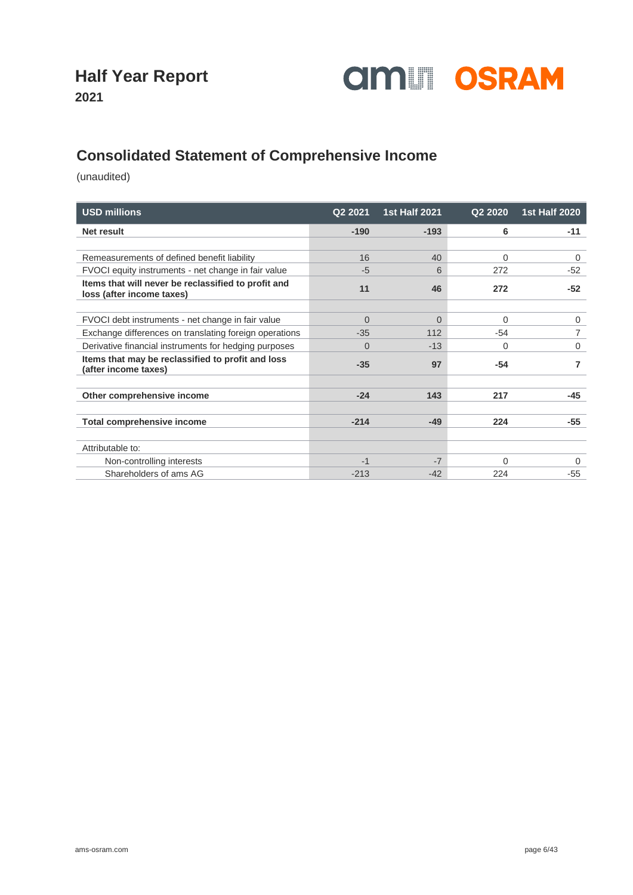# Half Year Report 2021

## Consolidated Statement of Comprehensive Income

(unaudited)

| USD millions | Q2 2021 | 1st Half 2021 | Q2 2020 | 1st Half 2020 |
|---|---|---|---|---|
| **Net result** | **-190** | **-193** | **6** | **-11** |
| | | | | |
| Remeasurements of defined benefit liability | 16 | 40 | 0 | 0 |
| FVOCI equity instruments - net change in fair value | -5 | 6 | 272 | -52 |
| **Items that will never be reclassified to profit and loss (after income taxes)** | **11** | **46** | **272** | **-52** |
| | | | | |
| FVOCI debt instruments - net change in fair value | 0 | 0 | 0 | 0 |
| Exchange differences on translating foreign operations | -35 | 112 | -54 | 7 |
| Derivative financial instruments for hedging purposes | 0 | -13 | 0 | 0 |
| **Items that may be reclassified to profit and loss (after income taxes)** | **-35** | **97** | **-54** | **7** |
| | | | | |
| **Other comprehensive income** | **-24** | **143** | **217** | **-45** |
| | | | | |
| **Total comprehensive income** | **-214** | **-49** | **224** | **-55** |
| | | | | |
| Attributable to: | | | | |
| Non-controlling interests | -1 | -7 | 0 | 0 |
| Shareholders of ams AG | -213 | -42 | 224 | -55 |

ams-osram.com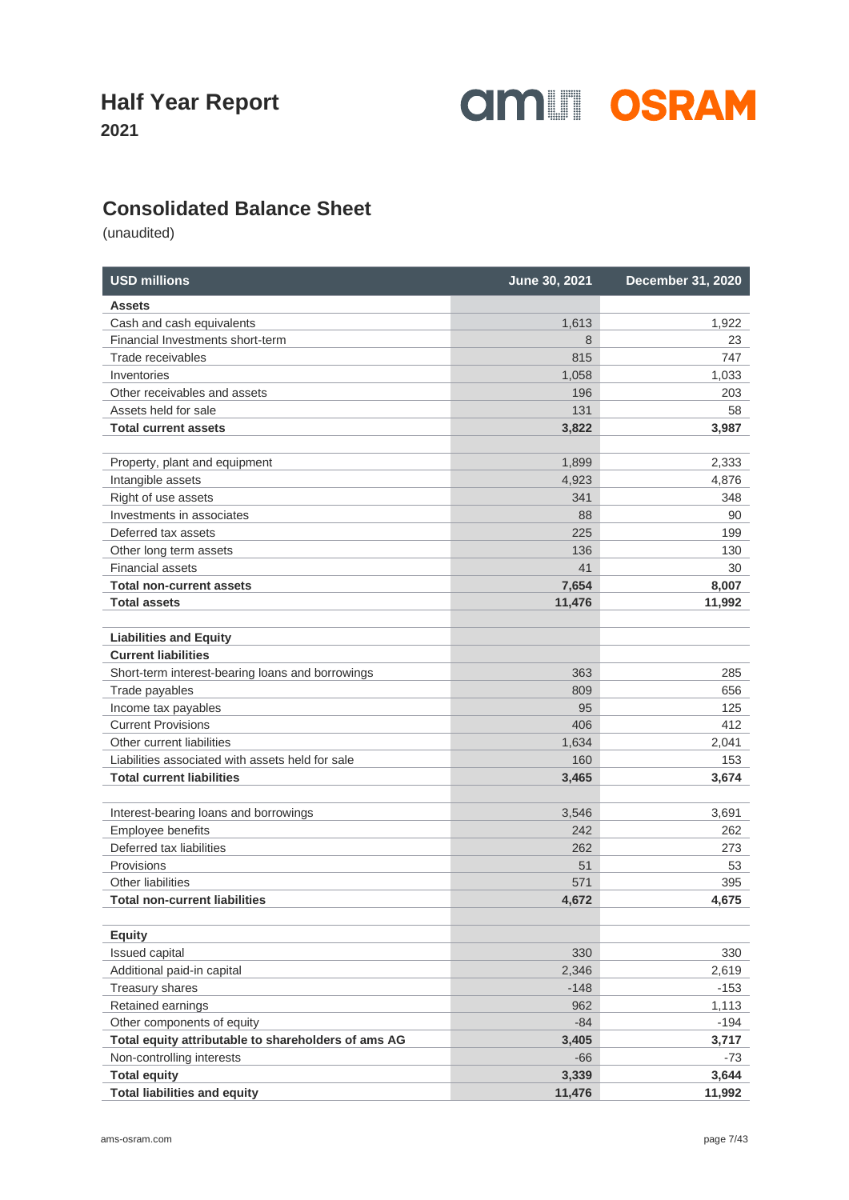# Half Year Report 2021

## Consolidated Balance Sheet

(unaudited)

| USD millions | June 30, 2021 | December 31, 2020 |
|---|---|---|
| **Assets** | | |
| Cash and cash equivalents | 1,613 | 1,922 |
| Financial Investments short-term | 8 | 23 |
| Trade receivables | 815 | 747 |
| Inventories | 1,058 | 1,033 |
| Other receivables and assets | 196 | 203 |
| Assets held for sale | 131 | 58 |
| **Total current assets** | **3,822** | **3,987** |
| | | |
| Property, plant and equipment | 1,899 | 2,333 |
| Intangible assets | 4,923 | 4,876 |
| Right of use assets | 341 | 348 |
| Investments in associates | 88 | 90 |
| Deferred tax assets | 225 | 199 |
| Other long term assets | 136 | 130 |
| Financial assets | 41 | 30 |
| **Total non-current assets** | **7,654** | **8,007** |
| **Total assets** | **11,476** | **11,992** |
| | | |
| **Liabilities and Equity** | | |
| **Current liabilities** | | |
| Short-term interest-bearing loans and borrowings | 363 | 285 |
| Trade payables | 809 | 656 |
| Income tax payables | 95 | 125 |
| Current Provisions | 406 | 412 |
| Other current liabilities | 1,634 | 2,041 |
| Liabilities associated with assets held for sale | 160 | 153 |
| **Total current liabilities** | **3,465** | **3,674** |
| | | |
| Interest-bearing loans and borrowings | 3,546 | 3,691 |
| Employee benefits | 242 | 262 |
| Deferred tax liabilities | 262 | 273 |
| Provisions | 51 | 53 |
| Other liabilities | 571 | 395 |
| **Total non-current liabilities** | **4,672** | **4,675** |
| | | |
| **Equity** | | |
| Issued capital | 330 | 330 |
| Additional paid-in capital | 2,346 | 2,619 |
| Treasury shares | -148 | -153 |
| Retained earnings | 962 | 1,113 |
| Other components of equity | -84 | -194 |
| **Total equity attributable to shareholders of ams AG** | **3,405** | **3,717** |
| Non-controlling interests | -66 | -73 |
| **Total equity** | **3,339** | **3,644** |
| **Total liabilities and equity** | **11,476** | **11,992** |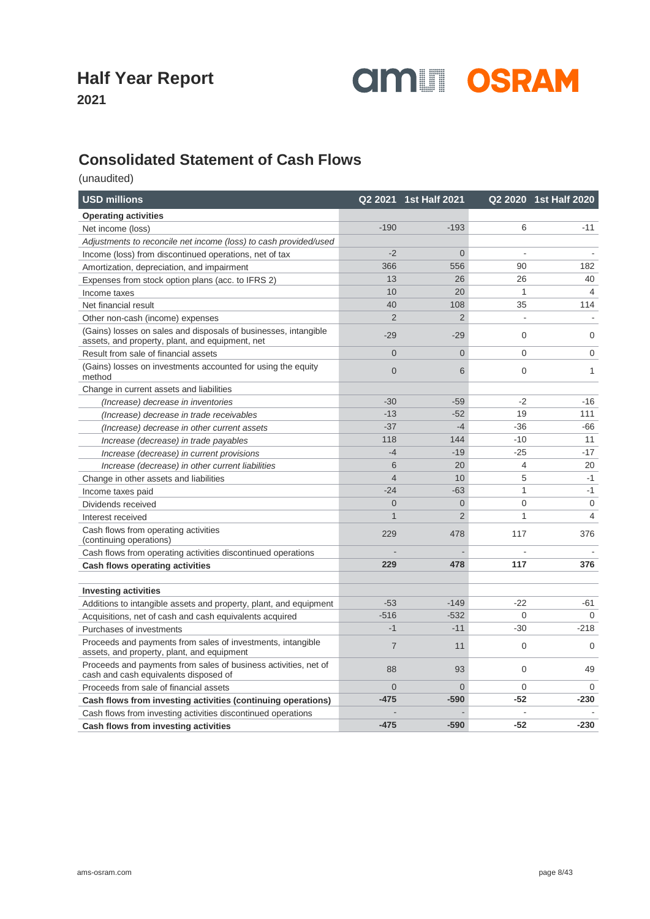# Half Year Report

**2021**

## Consolidated Statement of Cash Flows

(unaudited)

| USD millions | Q2 2021 | 1st Half 2021 | Q2 2020 | 1st Half 2020 |
|---|---|---|---|---|
| **Operating activities** | | | | |
| Net income (loss) | -190 | -193 | 6 | -11 |
| *Adjustments to reconcile net income (loss) to cash provided/used* | | | | |
| Income (loss) from discontinued operations, net of tax | -2 | 0 | - | - |
| Amortization, depreciation, and impairment | 366 | 556 | 90 | 182 |
| Expenses from stock option plans (acc. to IFRS 2) | 13 | 26 | 26 | 40 |
| Income taxes | 10 | 20 | 1 | 4 |
| Net financial result | 40 | 108 | 35 | 114 |
| Other non-cash (income) expenses | 2 | 2 | - | - |
| (Gains) losses on sales and disposals of businesses, intangible assets, and property, plant, and equipment, net | -29 | -29 | 0 | 0 |
| Result from sale of financial assets | 0 | 0 | 0 | 0 |
| (Gains) losses on investments accounted for using the equity method | 0 | 6 | 0 | 1 |
| Change in current assets and liabilities | | | | |
| *(Increase) decrease in inventories* | -30 | -59 | -2 | -16 |
| *(Increase) decrease in trade receivables* | -13 | -52 | 19 | 111 |
| *(Increase) decrease in other current assets* | -37 | -4 | -36 | -66 |
| *Increase (decrease) in trade payables* | 118 | 144 | -10 | 11 |
| *Increase (decrease) in current provisions* | -4 | -19 | -25 | -17 |
| *Increase (decrease) in other current liabilities* | 6 | 20 | 4 | 20 |
| Change in other assets and liabilities | 4 | 10 | 5 | -1 |
| Income taxes paid | -24 | -63 | 1 | -1 |
| Dividends received | 0 | 0 | 0 | 0 |
| Interest received | 1 | 2 | 1 | 4 |
| Cash flows from operating activities (continuing operations) | 229 | 478 | 117 | 376 |
| Cash flows from operating activities discontinued operations | - | - | - | - |
| **Cash flows operating activities** | **229** | **478** | **117** | **376** |
| | | | | |
| **Investing activities** | | | | |
| Additions to intangible assets and property, plant, and equipment | -53 | -149 | -22 | -61 |
| Acquisitions, net of cash and cash equivalents acquired | -516 | -532 | 0 | 0 |
| Purchases of investments | -1 | -11 | -30 | -218 |
| Proceeds and payments from sales of investments, intangible assets, and property, plant, and equipment | 7 | 11 | 0 | 0 |
| Proceeds and payments from sales of business activities, net of cash and cash equivalents disposed of | 88 | 93 | 0 | 49 |
| Proceeds from sale of financial assets | 0 | 0 | 0 | 0 |
| **Cash flows from investing activities (continuing operations)** | **-475** | **-590** | **-52** | **-230** |
| Cash flows from investing activities discontinued operations | - | - | - | - |
| **Cash flows from investing activities** | **-475** | **-590** | **-52** | **-230** |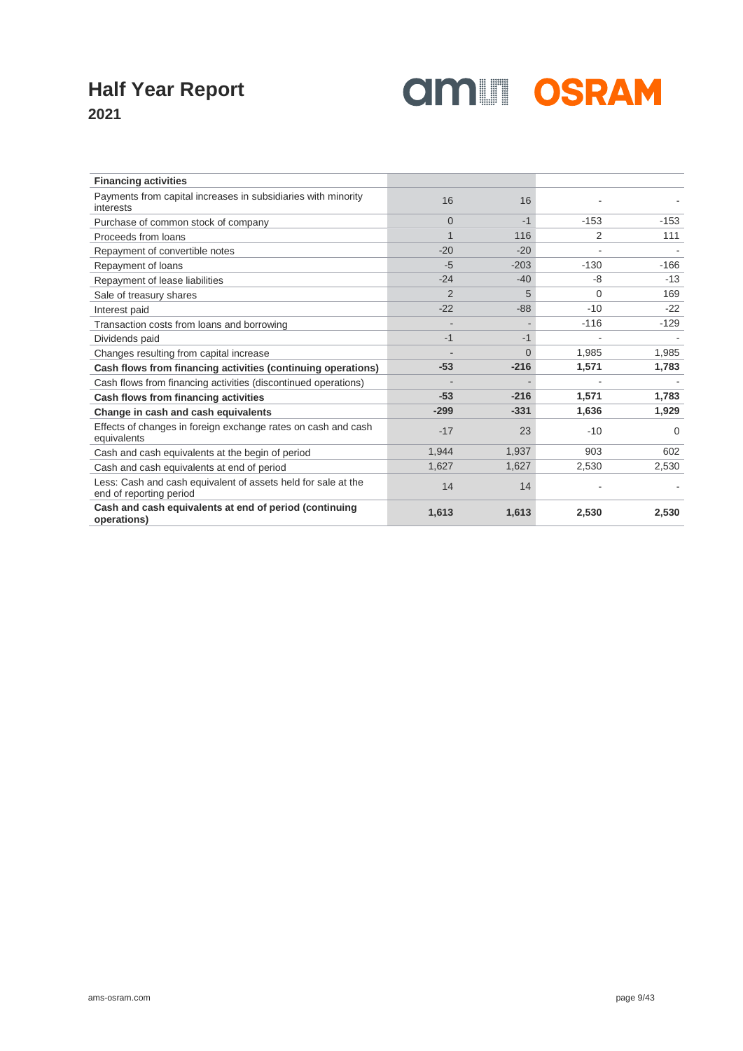# Half Year Report

**2021**

| Financing activities | | | | |
|---|---|---|---|---|
| Payments from capital increases in subsidiaries with minority interests | 16 | 16 | - | - |
| Purchase of common stock of company | 0 | -1 | -153 | -153 |
| Proceeds from loans | 1 | 116 | 2 | 111 |
| Repayment of convertible notes | -20 | -20 | - | - |
| Repayment of loans | -5 | -203 | -130 | -166 |
| Repayment of lease liabilities | -24 | -40 | -8 | -13 |
| Sale of treasury shares | 2 | 5 | 0 | 169 |
| Interest paid | -22 | -88 | -10 | -22 |
| Transaction costs from loans and borrowing | - | - | -116 | -129 |
| Dividends paid | -1 | -1 | - | - |
| Changes resulting from capital increase | - | 0 | 1,985 | 1,985 |
| **Cash flows from financing activities (continuing operations)** | **-53** | **-216** | **1,571** | **1,783** |
| Cash flows from financing activities (discontinued operations) | - | - | - | - |
| **Cash flows from financing activities** | **-53** | **-216** | **1,571** | **1,783** |
| **Change in cash and cash equivalents** | **-299** | **-331** | **1,636** | **1,929** |
| Effects of changes in foreign exchange rates on cash and cash equivalents | -17 | 23 | -10 | 0 |
| Cash and cash equivalents at the begin of period | 1,944 | 1,937 | 903 | 602 |
| Cash and cash equivalents at end of period | 1,627 | 1,627 | 2,530 | 2,530 |
| Less: Cash and cash equivalent of assets held for sale at the end of reporting period | 14 | 14 | - | - |
| **Cash and cash equivalents at end of period (continuing operations)** | **1,613** | **1,613** | **2,530** | **2,530** |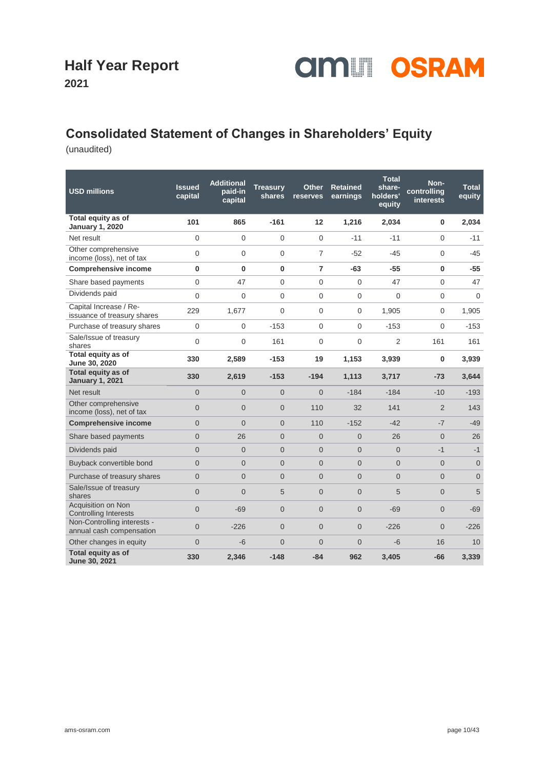# Consolidated Statement of Changes in Shareholders' Equity

(unaudited)

| USD millions | Issued capital | Additional paid-in capital | Treasury shares | Other reserves | Retained earnings | Total share-holders' equity | Non-controlling interests | Total equity |
|---|---|---|---|---|---|---|---|---|
| **Total equity as of January 1, 2020** | **101** | **865** | **-161** | **12** | **1,216** | **2,034** | **0** | **2,034** |
| Net result | 0 | 0 | 0 | 0 | -11 | -11 | 0 | -11 |
| Other comprehensive income (loss), net of tax | 0 | 0 | 0 | 7 | -52 | -45 | 0 | -45 |
| **Comprehensive income** | **0** | **0** | **0** | **7** | **-63** | **-55** | **0** | **-55** |
| Share based payments | 0 | 47 | 0 | 0 | 0 | 47 | 0 | 47 |
| Dividends paid | 0 | 0 | 0 | 0 | 0 | 0 | 0 | 0 |
| Capital Increase / Re-issuance of treasury shares | 229 | 1,677 | 0 | 0 | 0 | 1,905 | 0 | 1,905 |
| Purchase of treasury shares | 0 | 0 | -153 | 0 | 0 | -153 | 0 | -153 |
| Sale/Issue of treasury shares | 0 | 0 | 161 | 0 | 0 | 2 | 161 | 161 |
| **Total equity as of June 30, 2020** | **330** | **2,589** | **-153** | **19** | **1,153** | **3,939** | **0** | **3,939** |
| **Total equity as of January 1, 2021** | **330** | **2,619** | **-153** | **-194** | **1,113** | **3,717** | **-73** | **3,644** |
| Net result | 0 | 0 | 0 | 0 | -184 | -184 | -10 | -193 |
| Other comprehensive income (loss), net of tax | 0 | 0 | 0 | 110 | 32 | 141 | 2 | 143 |
| **Comprehensive income** | 0 | 0 | 0 | 110 | -152 | -42 | -7 | -49 |
| Share based payments | 0 | 26 | 0 | 0 | 0 | 26 | 0 | 26 |
| Dividends paid | 0 | 0 | 0 | 0 | 0 | 0 | -1 | -1 |
| Buyback convertible bond | 0 | 0 | 0 | 0 | 0 | 0 | 0 | 0 |
| Purchase of treasury shares | 0 | 0 | 0 | 0 | 0 | 0 | 0 | 0 |
| Sale/Issue of treasury shares | 0 | 0 | 5 | 0 | 0 | 5 | 0 | 5 |
| Acquisition on Non Controlling Interests | 0 | -69 | 0 | 0 | 0 | -69 | 0 | -69 |
| Non-Controlling interests - annual cash compensation | 0 | -226 | 0 | 0 | 0 | -226 | 0 | -226 |
| Other changes in equity | 0 | -6 | 0 | 0 | 0 | -6 | 16 | 10 |
| **Total equity as of June 30, 2021** | **330** | **2,346** | **-148** | **-84** | **962** | **3,405** | **-66** | **3,339** |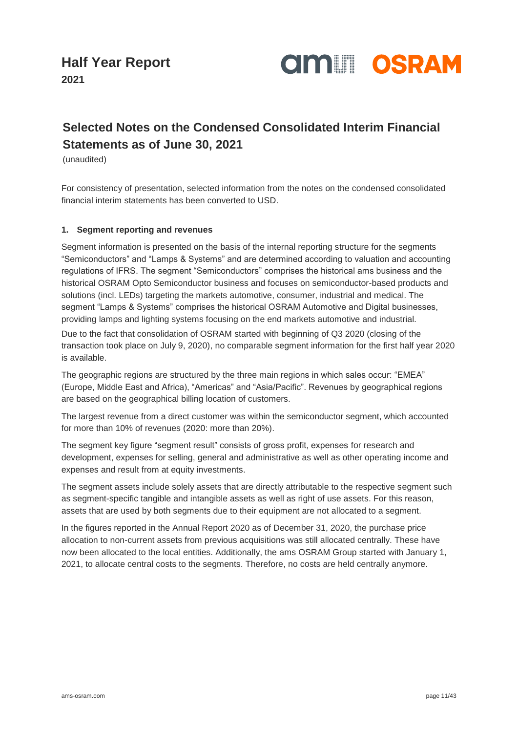# Half Year Report
**2021**

## Selected Notes on the Condensed Consolidated Interim Financial Statements as of June 30, 2021

(unaudited)

For consistency of presentation, selected information from the notes on the condensed consolidated financial interim statements has been converted to USD.

### 1. Segment reporting and revenues

Segment information is presented on the basis of the internal reporting structure for the segments "Semiconductors" and "Lamps & Systems" and are determined according to valuation and accounting regulations of IFRS. The segment "Semiconductors" comprises the historical ams business and the historical OSRAM Opto Semiconductor business and focuses on semiconductor-based products and solutions (incl. LEDs) targeting the markets automotive, consumer, industrial and medical. The segment "Lamps & Systems" comprises the historical OSRAM Automotive and Digital businesses, providing lamps and lighting systems focusing on the end markets automotive and industrial.

Due to the fact that consolidation of OSRAM started with beginning of Q3 2020 (closing of the transaction took place on July 9, 2020), no comparable segment information for the first half year 2020 is available.

The geographic regions are structured by the three main regions in which sales occur: "EMEA" (Europe, Middle East and Africa), "Americas" and "Asia/Pacific". Revenues by geographical regions are based on the geographical billing location of customers.

The largest revenue from a direct customer was within the semiconductor segment, which accounted for more than 10% of revenues (2020: more than 20%).

The segment key figure "segment result" consists of gross profit, expenses for research and development, expenses for selling, general and administrative as well as other operating income and expenses and result from at equity investments.

The segment assets include solely assets that are directly attributable to the respective segment such as segment-specific tangible and intangible assets as well as right of use assets. For this reason, assets that are used by both segments due to their equipment are not allocated to a segment.

In the figures reported in the Annual Report 2020 as of December 31, 2020, the purchase price allocation to non-current assets from previous acquisitions was still allocated centrally. These have now been allocated to the local entities. Additionally, the ams OSRAM Group started with January 1, 2021, to allocate central costs to the segments. Therefore, no costs are held centrally anymore.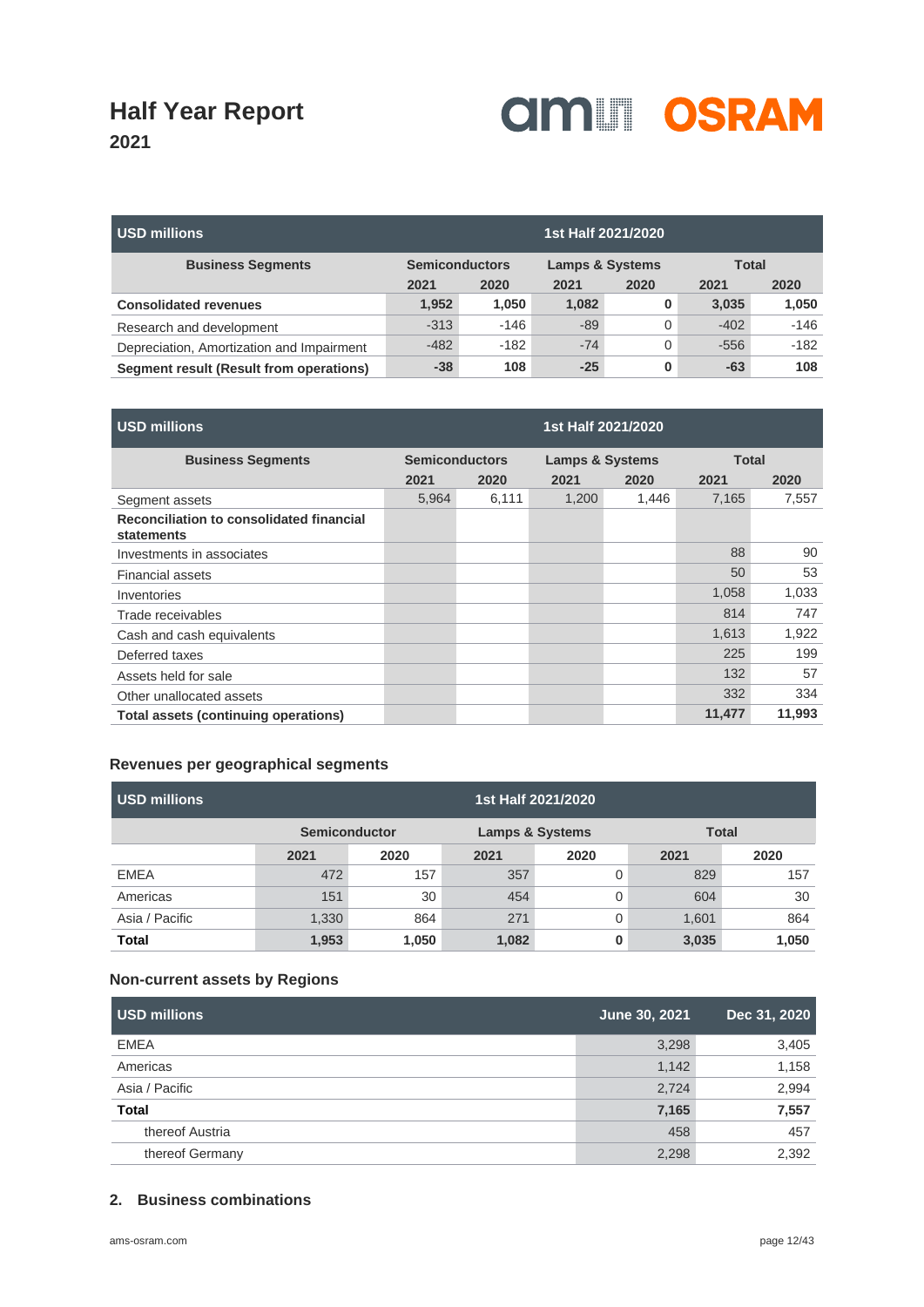| USD millions | 1st Half 2021/2020 | | | | | |
|---|---|---|---|---|---|---|
| **Business Segments** | **Semiconductors** | | **Lamps & Systems** | | **Total** | |
| | **2021** | **2020** | **2021** | **2020** | **2021** | **2020** |
| **Consolidated revenues** | **1,952** | **1,050** | **1,082** | **0** | **3,035** | **1,050** |
| Research and development | -313 | -146 | -89 | 0 | -402 | -146 |
| Depreciation, Amortization and Impairment | -482 | -182 | -74 | 0 | -556 | -182 |
| **Segment result (Result from operations)** | **-38** | **108** | **-25** | **0** | **-63** | **108** |

| USD millions | 1st Half 2021/2020 | | | | | |
|---|---|---|---|---|---|---|
| **Business Segments** | **Semiconductors** | | **Lamps & Systems** | | **Total** | |
| | **2021** | **2020** | **2021** | **2020** | **2021** | **2020** |
| Segment assets | 5,964 | 6,111 | 1,200 | 1,446 | 7,165 | 7,557 |
| **Reconciliation to consolidated financial statements** | | | | | | |
| Investments in associates | | | | | 88 | 90 |
| Financial assets | | | | | 50 | 53 |
| Inventories | | | | | 1,058 | 1,033 |
| Trade receivables | | | | | 814 | 747 |
| Cash and cash equivalents | | | | | 1,613 | 1,922 |
| Deferred taxes | | | | | 225 | 199 |
| Assets held for sale | | | | | 132 | 57 |
| Other unallocated assets | | | | | 332 | 334 |
| **Total assets (continuing operations)** | | | | | **11,477** | **11,993** |

### Revenues per geographical segments

| USD millions | 1st Half 2021/2020 | | | | | |
|---|---|---|---|---|---|---|
| | **Semiconductor** | | **Lamps & Systems** | | **Total** | |
| | **2021** | **2020** | **2021** | **2020** | **2021** | **2020** |
| EMEA | 472 | 157 | 357 | 0 | 829 | 157 |
| Americas | 151 | 30 | 454 | 0 | 604 | 30 |
| Asia / Pacific | 1,330 | 864 | 271 | 0 | 1,601 | 864 |
| **Total** | **1,953** | **1,050** | **1,082** | **0** | **3,035** | **1,050** |

### Non-current assets by Regions

| USD millions | June 30, 2021 | Dec 31, 2020 |
|---|---|---|
| EMEA | 3,298 | 3,405 |
| Americas | 1,142 | 1,158 |
| Asia / Pacific | 2,724 | 2,994 |
| **Total** | **7,165** | **7,557** |
| thereof Austria | 458 | 457 |
| thereof Germany | 2,298 | 2,392 |

### 2. Business combinations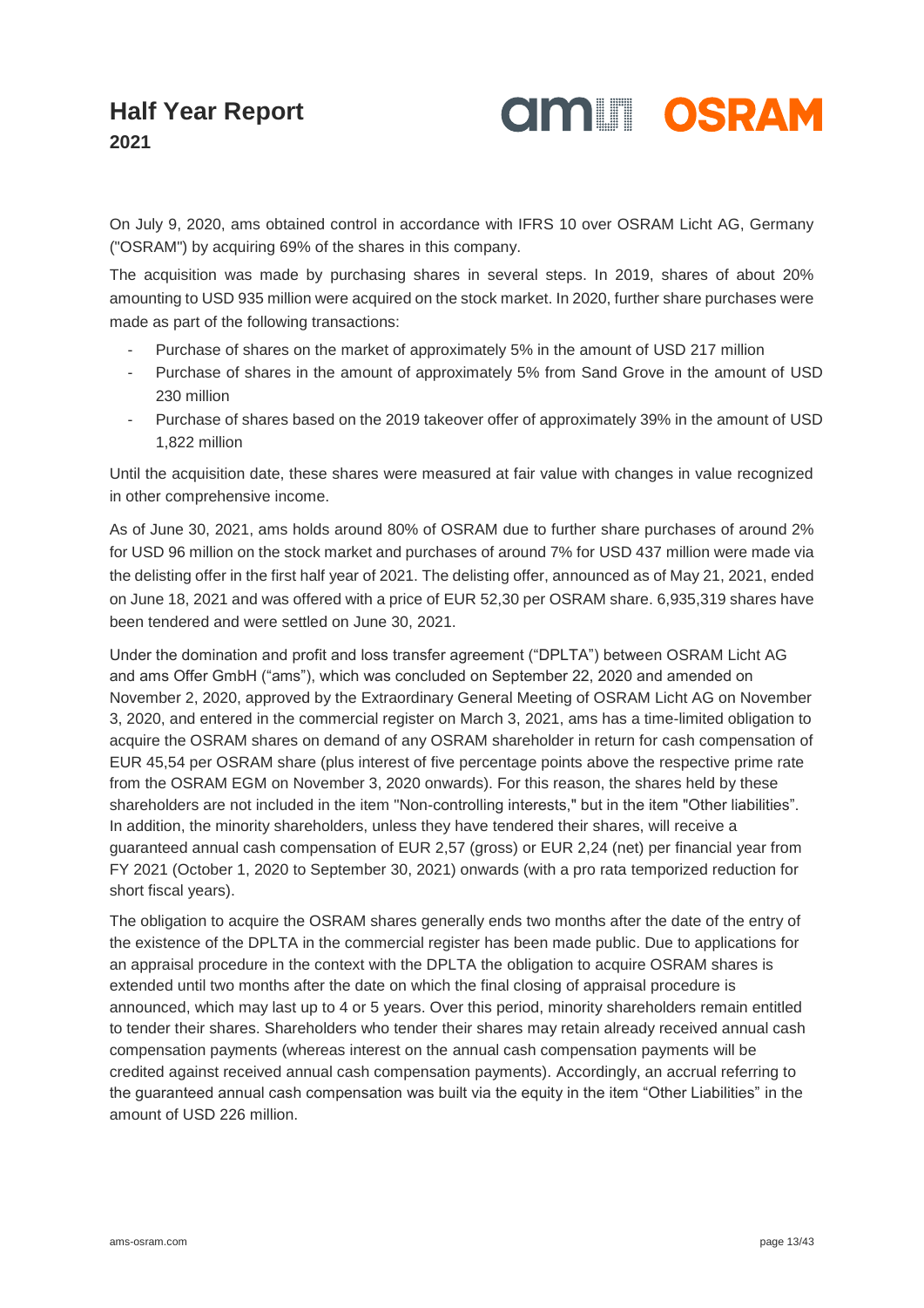On July 9, 2020, ams obtained control in accordance with IFRS 10 over OSRAM Licht AG, Germany ("OSRAM") by acquiring 69% of the shares in this company.

The acquisition was made by purchasing shares in several steps. In 2019, shares of about 20% amounting to USD 935 million were acquired on the stock market. In 2020, further share purchases were made as part of the following transactions:

- Purchase of shares on the market of approximately 5% in the amount of USD 217 million
- Purchase of shares in the amount of approximately 5% from Sand Grove in the amount of USD 230 million
- Purchase of shares based on the 2019 takeover offer of approximately 39% in the amount of USD 1,822 million

Until the acquisition date, these shares were measured at fair value with changes in value recognized in other comprehensive income.

As of June 30, 2021, ams holds around 80% of OSRAM due to further share purchases of around 2% for USD 96 million on the stock market and purchases of around 7% for USD 437 million were made via the delisting offer in the first half year of 2021. The delisting offer, announced as of May 21, 2021, ended on June 18, 2021 and was offered with a price of EUR 52,30 per OSRAM share. 6,935,319 shares have been tendered and were settled on June 30, 2021.

Under the domination and profit and loss transfer agreement ("DPLTA") between OSRAM Licht AG and ams Offer GmbH ("ams"), which was concluded on September 22, 2020 and amended on November 2, 2020, approved by the Extraordinary General Meeting of OSRAM Licht AG on November 3, 2020, and entered in the commercial register on March 3, 2021, ams has a time-limited obligation to acquire the OSRAM shares on demand of any OSRAM shareholder in return for cash compensation of EUR 45,54 per OSRAM share (plus interest of five percentage points above the respective prime rate from the OSRAM EGM on November 3, 2020 onwards). For this reason, the shares held by these shareholders are not included in the item "Non-controlling interests," but in the item "Other liabilities". In addition, the minority shareholders, unless they have tendered their shares, will receive a guaranteed annual cash compensation of EUR 2,57 (gross) or EUR 2,24 (net) per financial year from FY 2021 (October 1, 2020 to September 30, 2021) onwards (with a pro rata temporized reduction for short fiscal years).

The obligation to acquire the OSRAM shares generally ends two months after the date of the entry of the existence of the DPLTA in the commercial register has been made public. Due to applications for an appraisal procedure in the context with the DPLTA the obligation to acquire OSRAM shares is extended until two months after the date on which the final closing of appraisal procedure is announced, which may last up to 4 or 5 years. Over this period, minority shareholders remain entitled to tender their shares. Shareholders who tender their shares may retain already received annual cash compensation payments (whereas interest on the annual cash compensation payments will be credited against received annual cash compensation payments). Accordingly, an accrual referring to the guaranteed annual cash compensation was built via the equity in the item "Other Liabilities" in the amount of USD 226 million.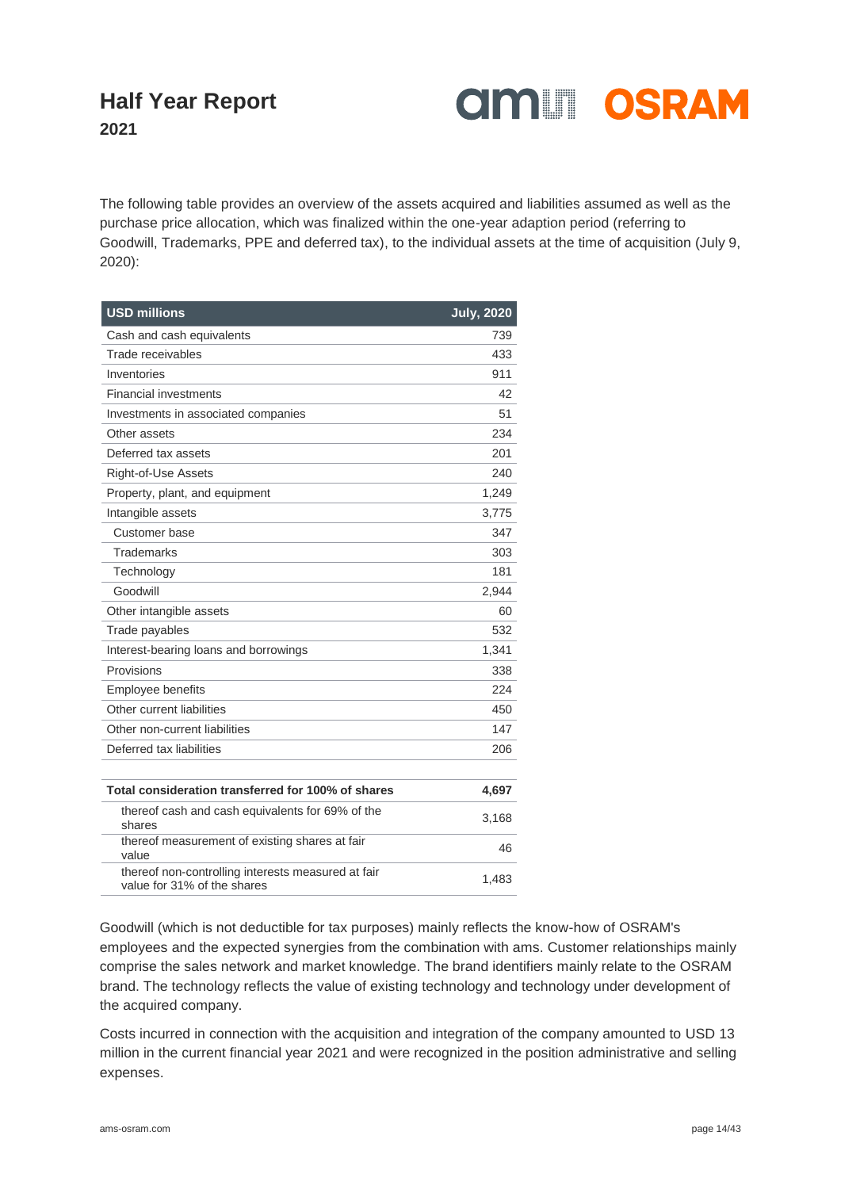The following table provides an overview of the assets acquired and liabilities assumed as well as the purchase price allocation, which was finalized within the one-year adaption period (referring to Goodwill, Trademarks, PPE and deferred tax), to the individual assets at the time of acquisition (July 9, 2020):

| USD millions | July, 2020 |
|---|---|
| Cash and cash equivalents | 739 |
| Trade receivables | 433 |
| Inventories | 911 |
| Financial investments | 42 |
| Investments in associated companies | 51 |
| Other assets | 234 |
| Deferred tax assets | 201 |
| Right-of-Use Assets | 240 |
| Property, plant, and equipment | 1,249 |
| Intangible assets | 3,775 |
| Customer base | 347 |
| Trademarks | 303 |
| Technology | 181 |
| Goodwill | 2,944 |
| Other intangible assets | 60 |
| Trade payables | 532 |
| Interest-bearing loans and borrowings | 1,341 |
| Provisions | 338 |
| Employee benefits | 224 |
| Other current liabilities | 450 |
| Other non-current liabilities | 147 |
| Deferred tax liabilities | 206 |
| | |
| **Total consideration transferred for 100% of shares** | **4,697** |
| thereof cash and cash equivalents for 69% of the shares | 3,168 |
| thereof measurement of existing shares at fair value | 46 |
| thereof non-controlling interests measured at fair value for 31% of the shares | 1,483 |

Goodwill (which is not deductible for tax purposes) mainly reflects the know-how of OSRAM's employees and the expected synergies from the combination with ams. Customer relationships mainly comprise the sales network and market knowledge. The brand identifiers mainly relate to the OSRAM brand. The technology reflects the value of existing technology and technology under development of the acquired company.

Costs incurred in connection with the acquisition and integration of the company amounted to USD 13 million in the current financial year 2021 and were recognized in the position administrative and selling expenses.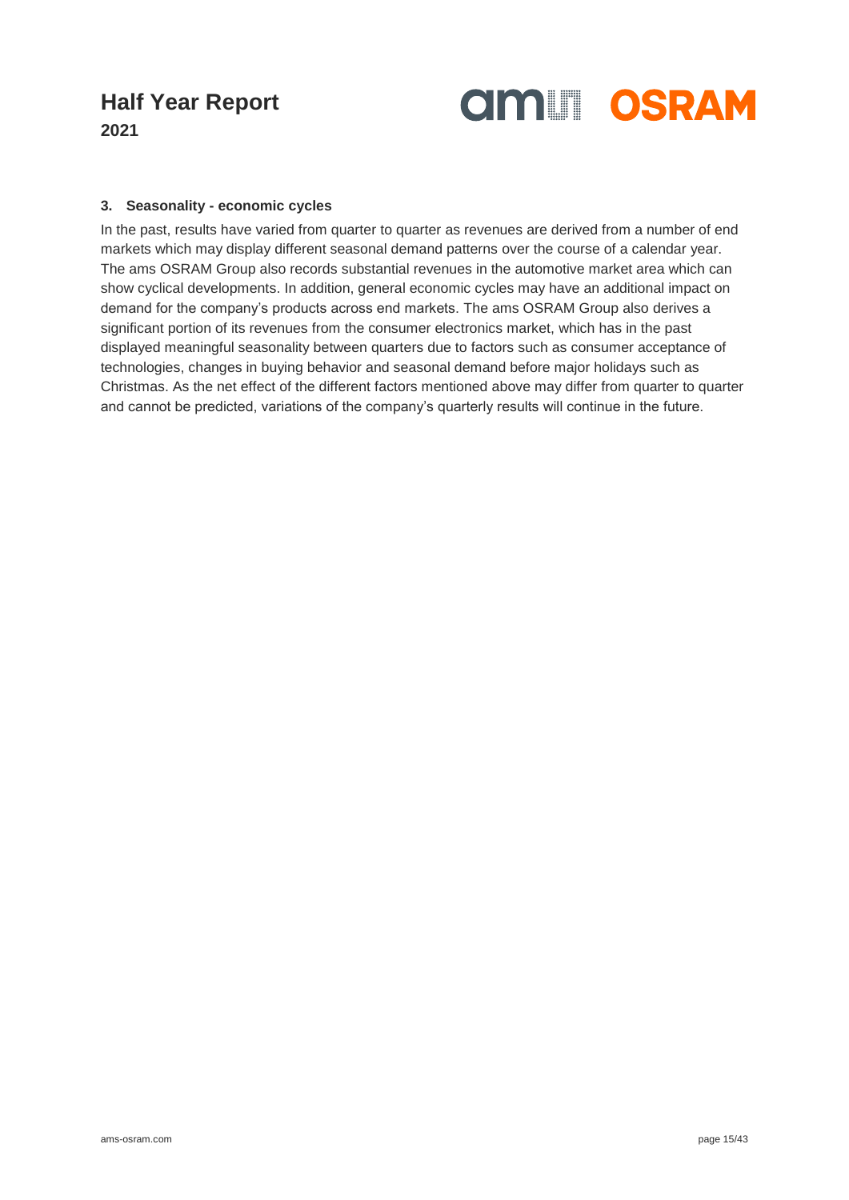### 3. Seasonality - economic cycles

In the past, results have varied from quarter to quarter as revenues are derived from a number of end markets which may display different seasonal demand patterns over the course of a calendar year. The ams OSRAM Group also records substantial revenues in the automotive market area which can show cyclical developments. In addition, general economic cycles may have an additional impact on demand for the company's products across end markets. The ams OSRAM Group also derives a significant portion of its revenues from the consumer electronics market, which has in the past displayed meaningful seasonality between quarters due to factors such as consumer acceptance of technologies, changes in buying behavior and seasonal demand before major holidays such as Christmas. As the net effect of the different factors mentioned above may differ from quarter to quarter and cannot be predicted, variations of the company's quarterly results will continue in the future.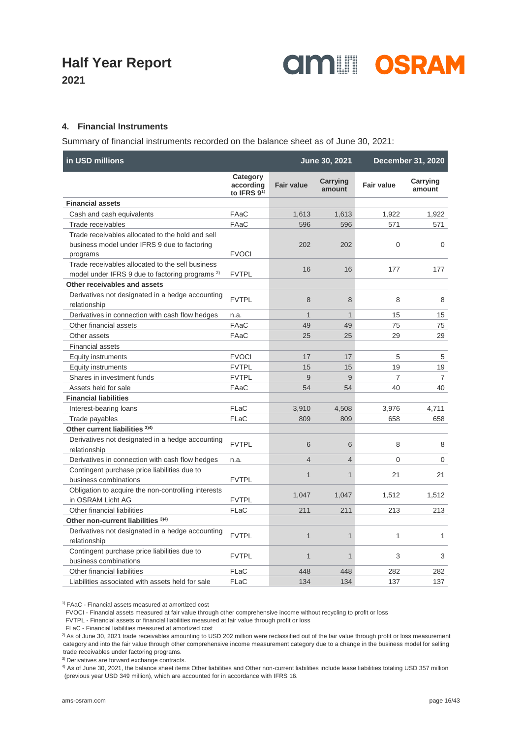## 4. Financial Instruments

Summary of financial instruments recorded on the balance sheet as of June 30, 2021:

| in USD millions | | June 30, 2021 | | December 31, 2020 | |
|---|---|---|---|---|---|
| | Category according to IFRS 9[1] | Fair value | Carrying amount | Fair value | Carrying amount |
| **Financial assets** | | | | | |
| Cash and cash equivalents | FAaC | 1,613 | 1,613 | 1,922 | 1,922 |
| Trade receivables | FAaC | 596 | 596 | 571 | 571 |
| Trade receivables allocated to the hold and sell business model under IFRS 9 due to factoring programs | FVOCI | 202 | 202 | 0 | 0 |
| Trade receivables allocated to the sell business model under IFRS 9 due to factoring programs [2] | FVTPL | 16 | 16 | 177 | 177 |
| **Other receivables and assets** | | | | | |
| Derivatives not designated in a hedge accounting relationship | FVTPL | 8 | 8 | 8 | 8 |
| Derivatives in connection with cash flow hedges | n.a. | 1 | 1 | 15 | 15 |
| Other financial assets | FAaC | 49 | 49 | 75 | 75 |
| Other assets | FAaC | 25 | 25 | 29 | 29 |
| Financial assets | | | | | |
| Equity instruments | FVOCI | 17 | 17 | 5 | 5 |
| Equity instruments | FVTPL | 15 | 15 | 19 | 19 |
| Shares in investment funds | FVTPL | 9 | 9 | 7 | 7 |
| Assets held for sale | FAaC | 54 | 54 | 40 | 40 |
| **Financial liabilities** | | | | | |
| Interest-bearing loans | FLaC | 3,910 | 4,508 | 3,976 | 4,711 |
| Trade payables | FLaC | 809 | 809 | 658 | 658 |
| **Other current liabilities [3)4)]** | | | | | |
| Derivatives not designated in a hedge accounting relationship | FVTPL | 6 | 6 | 8 | 8 |
| Derivatives in connection with cash flow hedges | n.a. | 4 | 4 | 0 | 0 |
| Contingent purchase price liabilities due to business combinations | FVTPL | 1 | 1 | 21 | 21 |
| Obligation to acquire the non-controlling interests in OSRAM Licht AG | FVTPL | 1,047 | 1,047 | 1,512 | 1,512 |
| Other financial liabilities | FLaC | 211 | 211 | 213 | 213 |
| **Other non-current liabilities [3)4)]** | | | | | |
| Derivatives not designated in a hedge accounting relationship | FVTPL | 1 | 1 | 1 | 1 |
| Contingent purchase price liabilities due to business combinations | FVTPL | 1 | 1 | 3 | 3 |
| Other financial liabilities | FLaC | 448 | 448 | 282 | 282 |
| Liabilities associated with assets held for sale | FLaC | 134 | 134 | 137 | 137 |

[1] FAaC - Financial assets measured at amortized cost
FVOCI - Financial assets measured at fair value through other comprehensive income without recycling to profit or loss
FVTPL - Financial assets or financial liabilities measured at fair value through profit or loss
FLaC - Financial liabilities measured at amortized cost

[2] As of June 30, 2021 trade receivables amounting to USD 202 million were reclassified out of the fair value through profit or loss measurement category and into the fair value through other comprehensive income measurement category due to a change in the business model for selling trade receivables under factoring programs.

[3] Derivatives are forward exchange contracts.

[4] As of June 30, 2021, the balance sheet items Other liabilities and Other non-current liabilities include lease liabilities totaling USD 357 million (previous year USD 349 million), which are accounted for in accordance with IFRS 16.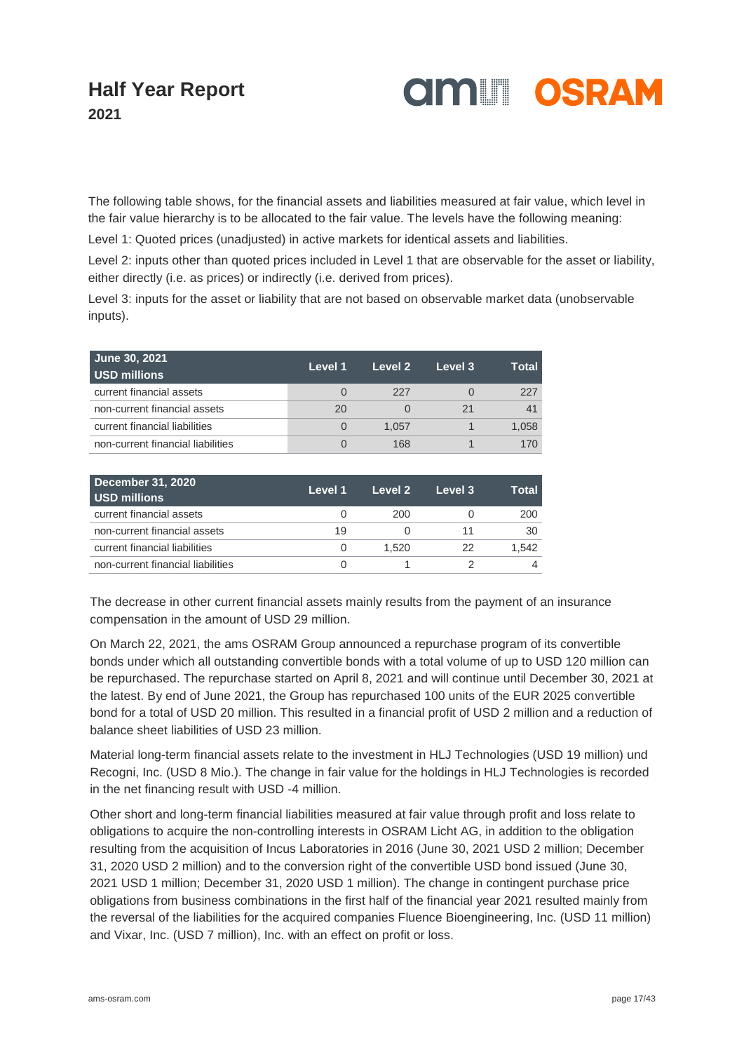The following table shows, for the financial assets and liabilities measured at fair value, which level in the fair value hierarchy is to be allocated to the fair value. The levels have the following meaning:

Level 1: Quoted prices (unadjusted) in active markets for identical assets and liabilities.

Level 2: inputs other than quoted prices included in Level 1 that are observable for the asset or liability, either directly (i.e. as prices) or indirectly (i.e. derived from prices).

Level 3: inputs for the asset or liability that are not based on observable market data (unobservable inputs).

| June 30, 2021<br>USD millions | Level 1 | Level 2 | Level 3 | Total |
|---|---|---|---|---|
| current financial assets | 0 | 227 | 0 | 227 |
| non-current financial assets | 20 | 0 | 21 | 41 |
| current financial liabilities | 0 | 1,057 | 1 | 1,058 |
| non-current financial liabilities | 0 | 168 | 1 | 170 |

| December 31, 2020<br>USD millions | Level 1 | Level 2 | Level 3 | Total |
|---|---|---|---|---|
| current financial assets | 0 | 200 | 0 | 200 |
| non-current financial assets | 19 | 0 | 11 | 30 |
| current financial liabilities | 0 | 1,520 | 22 | 1,542 |
| non-current financial liabilities | 0 | 1 | 2 | 4 |

The decrease in other current financial assets mainly results from the payment of an insurance compensation in the amount of USD 29 million.

On March 22, 2021, the ams OSRAM Group announced a repurchase program of its convertible bonds under which all outstanding convertible bonds with a total volume of up to USD 120 million can be repurchased. The repurchase started on April 8, 2021 and will continue until December 30, 2021 at the latest. By end of June 2021, the Group has repurchased 100 units of the EUR 2025 convertible bond for a total of USD 20 million. This resulted in a financial profit of USD 2 million and a reduction of balance sheet liabilities of USD 23 million.

Material long-term financial assets relate to the investment in HLJ Technologies (USD 19 million) und Recogni, Inc. (USD 8 Mio.). The change in fair value for the holdings in HLJ Technologies is recorded in the net financing result with USD -4 million.

Other short and long-term financial liabilities measured at fair value through profit and loss relate to obligations to acquire the non-controlling interests in OSRAM Licht AG, in addition to the obligation resulting from the acquisition of Incus Laboratories in 2016 (June 30, 2021 USD 2 million; December 31, 2020 USD 2 million) and to the conversion right of the convertible USD bond issued (June 30, 2021 USD 1 million; December 31, 2020 USD 1 million). The change in contingent purchase price obligations from business combinations in the first half of the financial year 2021 resulted mainly from the reversal of the liabilities for the acquired companies Fluence Bioengineering, Inc. (USD 11 million) and Vixar, Inc. (USD 7 million), Inc. with an effect on profit or loss.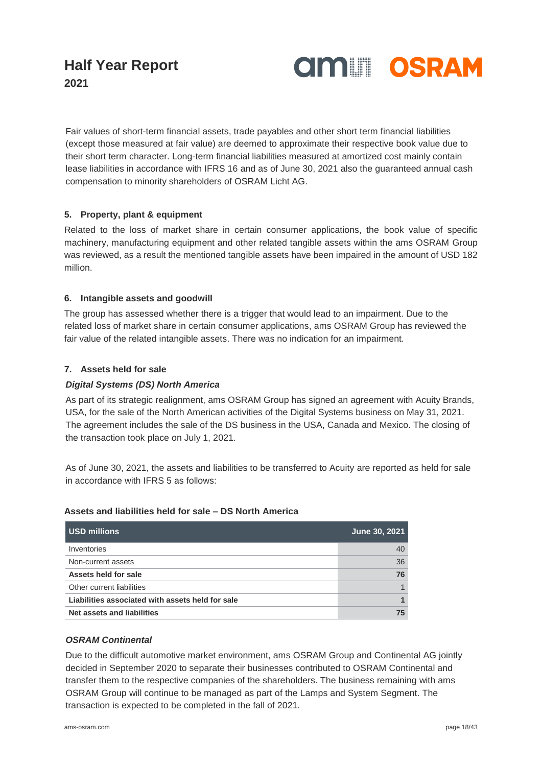Fair values of short-term financial assets, trade payables and other short term financial liabilities (except those measured at fair value) are deemed to approximate their respective book value due to their short term character. Long-term financial liabilities measured at amortized cost mainly contain lease liabilities in accordance with IFRS 16 and as of June 30, 2021 also the guaranteed annual cash compensation to minority shareholders of OSRAM Licht AG.

## 5. Property, plant & equipment

Related to the loss of market share in certain consumer applications, the book value of specific machinery, manufacturing equipment and other related tangible assets within the ams OSRAM Group was reviewed, as a result the mentioned tangible assets have been impaired in the amount of USD 182 million.

## 6. Intangible assets and goodwill

The group has assessed whether there is a trigger that would lead to an impairment. Due to the related loss of market share in certain consumer applications, ams OSRAM Group has reviewed the fair value of the related intangible assets. There was no indication for an impairment.

## 7. Assets held for sale

### *Digital Systems (DS) North America*

As part of its strategic realignment, ams OSRAM Group has signed an agreement with Acuity Brands, USA, for the sale of the North American activities of the Digital Systems business on May 31, 2021. The agreement includes the sale of the DS business in the USA, Canada and Mexico. The closing of the transaction took place on July 1, 2021.

As of June 30, 2021, the assets and liabilities to be transferred to Acuity are reported as held for sale in accordance with IFRS 5 as follows:

**Assets and liabilities held for sale – DS North America**

| USD millions | June 30, 2021 |
|---|---|
| Inventories | 40 |
| Non-current assets | 36 |
| **Assets held for sale** | **76** |
| Other current liabilities | 1 |
| **Liabilities associated with assets held for sale** | **1** |
| **Net assets and liabilities** | **75** |

### *OSRAM Continental*

Due to the difficult automotive market environment, ams OSRAM Group and Continental AG jointly decided in September 2020 to separate their businesses contributed to OSRAM Continental and transfer them to the respective companies of the shareholders. The business remaining with ams OSRAM Group will continue to be managed as part of the Lamps and System Segment. The transaction is expected to be completed in the fall of 2021.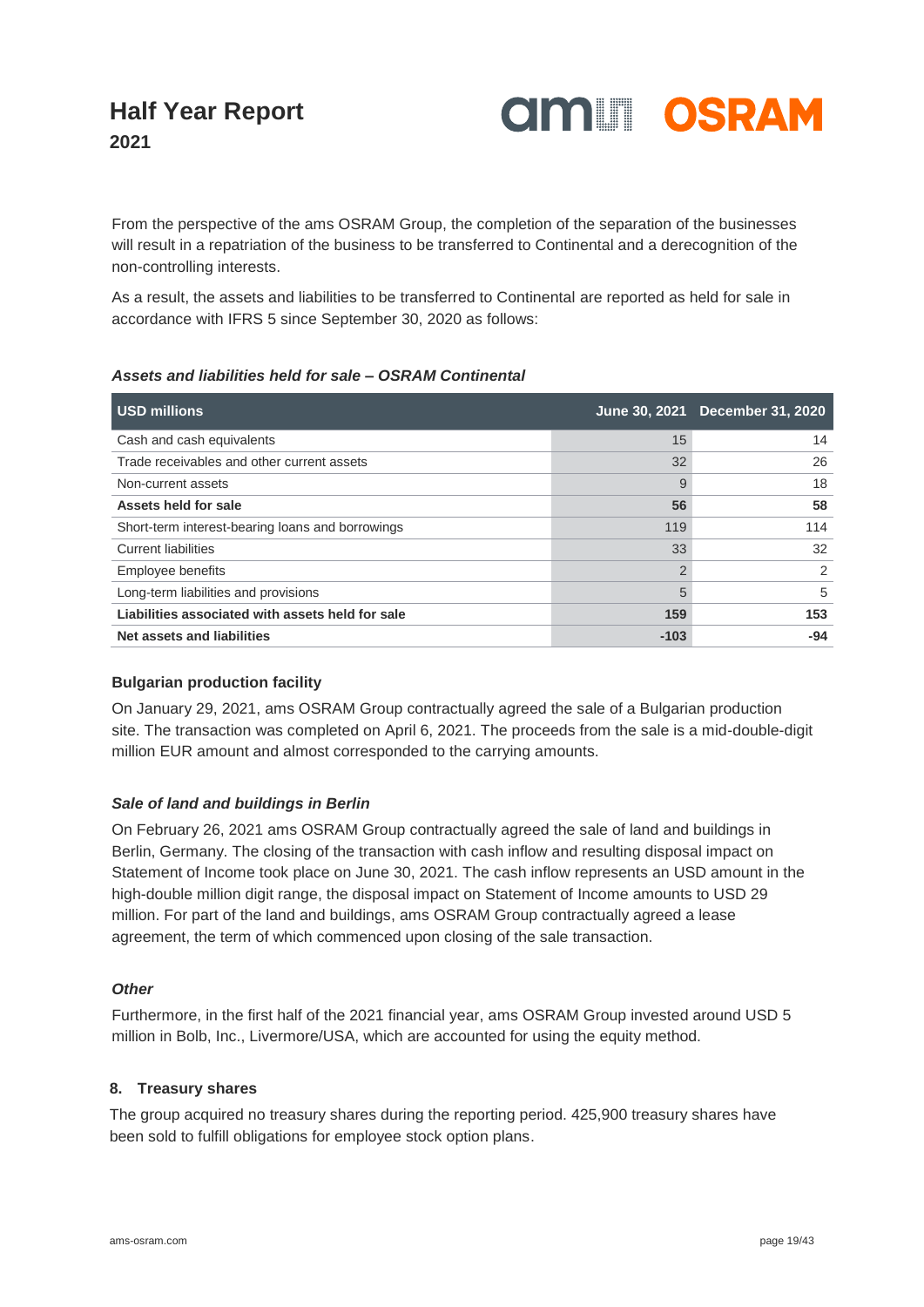From the perspective of the ams OSRAM Group, the completion of the separation of the businesses will result in a repatriation of the business to be transferred to Continental and a derecognition of the non-controlling interests.

As a result, the assets and liabilities to be transferred to Continental are reported as held for sale in accordance with IFRS 5 since September 30, 2020 as follows:

***Assets and liabilities held for sale – OSRAM Continental***

| USD millions | June 30, 2021 | December 31, 2020 |
|---|---|---|
| Cash and cash equivalents | 15 | 14 |
| Trade receivables and other current assets | 32 | 26 |
| Non-current assets | 9 | 18 |
| **Assets held for sale** | **56** | **58** |
| Short-term interest-bearing loans and borrowings | 119 | 114 |
| Current liabilities | 33 | 32 |
| Employee benefits | 2 | 2 |
| Long-term liabilities and provisions | 5 | 5 |
| **Liabilities associated with assets held for sale** | **159** | **153** |
| **Net assets and liabilities** | **-103** | **-94** |

**Bulgarian production facility**

On January 29, 2021, ams OSRAM Group contractually agreed the sale of a Bulgarian production site. The transaction was completed on April 6, 2021. The proceeds from the sale is a mid-double-digit million EUR amount and almost corresponded to the carrying amounts.

***Sale of land and buildings in Berlin***

On February 26, 2021 ams OSRAM Group contractually agreed the sale of land and buildings in Berlin, Germany. The closing of the transaction with cash inflow and resulting disposal impact on Statement of Income took place on June 30, 2021. The cash inflow represents an USD amount in the high-double million digit range, the disposal impact on Statement of Income amounts to USD 29 million. For part of the land and buildings, ams OSRAM Group contractually agreed a lease agreement, the term of which commenced upon closing of the sale transaction.

***Other***

Furthermore, in the first half of the 2021 financial year, ams OSRAM Group invested around USD 5 million in Bolb, Inc., Livermore/USA, which are accounted for using the equity method.

### 8. Treasury shares

The group acquired no treasury shares during the reporting period. 425,900 treasury shares have been sold to fulfill obligations for employee stock option plans.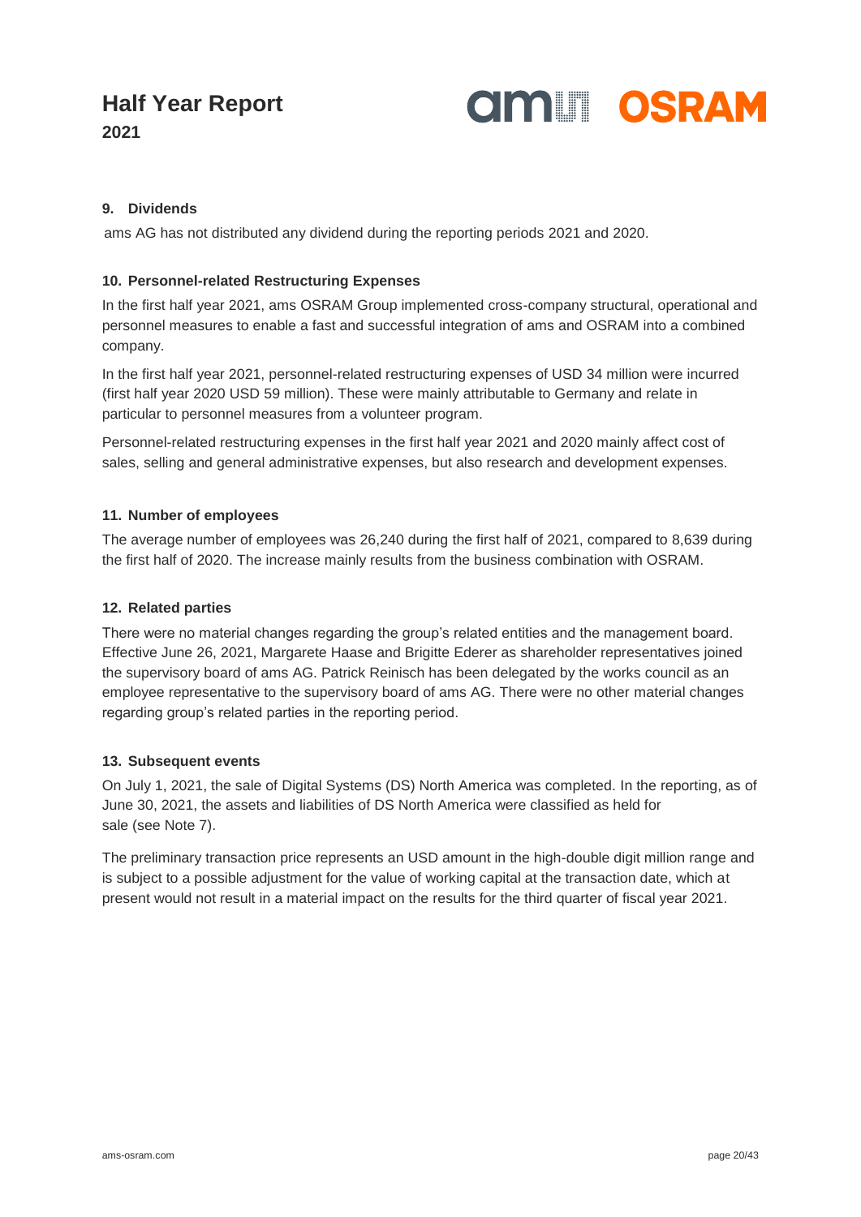## 9. Dividends

ams AG has not distributed any dividend during the reporting periods 2021 and 2020.

## 10. Personnel-related Restructuring Expenses

In the first half year 2021, ams OSRAM Group implemented cross-company structural, operational and personnel measures to enable a fast and successful integration of ams and OSRAM into a combined company.

In the first half year 2021, personnel-related restructuring expenses of USD 34 million were incurred (first half year 2020 USD 59 million). These were mainly attributable to Germany and relate in particular to personnel measures from a volunteer program.

Personnel-related restructuring expenses in the first half year 2021 and 2020 mainly affect cost of sales, selling and general administrative expenses, but also research and development expenses.

## 11. Number of employees

The average number of employees was 26,240 during the first half of 2021, compared to 8,639 during the first half of 2020. The increase mainly results from the business combination with OSRAM.

## 12. Related parties

There were no material changes regarding the group's related entities and the management board. Effective June 26, 2021, Margarete Haase and Brigitte Ederer as shareholder representatives joined the supervisory board of ams AG. Patrick Reinisch has been delegated by the works council as an employee representative to the supervisory board of ams AG. There were no other material changes regarding group's related parties in the reporting period.

## 13. Subsequent events

On July 1, 2021, the sale of Digital Systems (DS) North America was completed. In the reporting, as of June 30, 2021, the assets and liabilities of DS North America were classified as held for sale (see Note 7).

The preliminary transaction price represents an USD amount in the high-double digit million range and is subject to a possible adjustment for the value of working capital at the transaction date, which at present would not result in a material impact on the results for the third quarter of fiscal year 2021.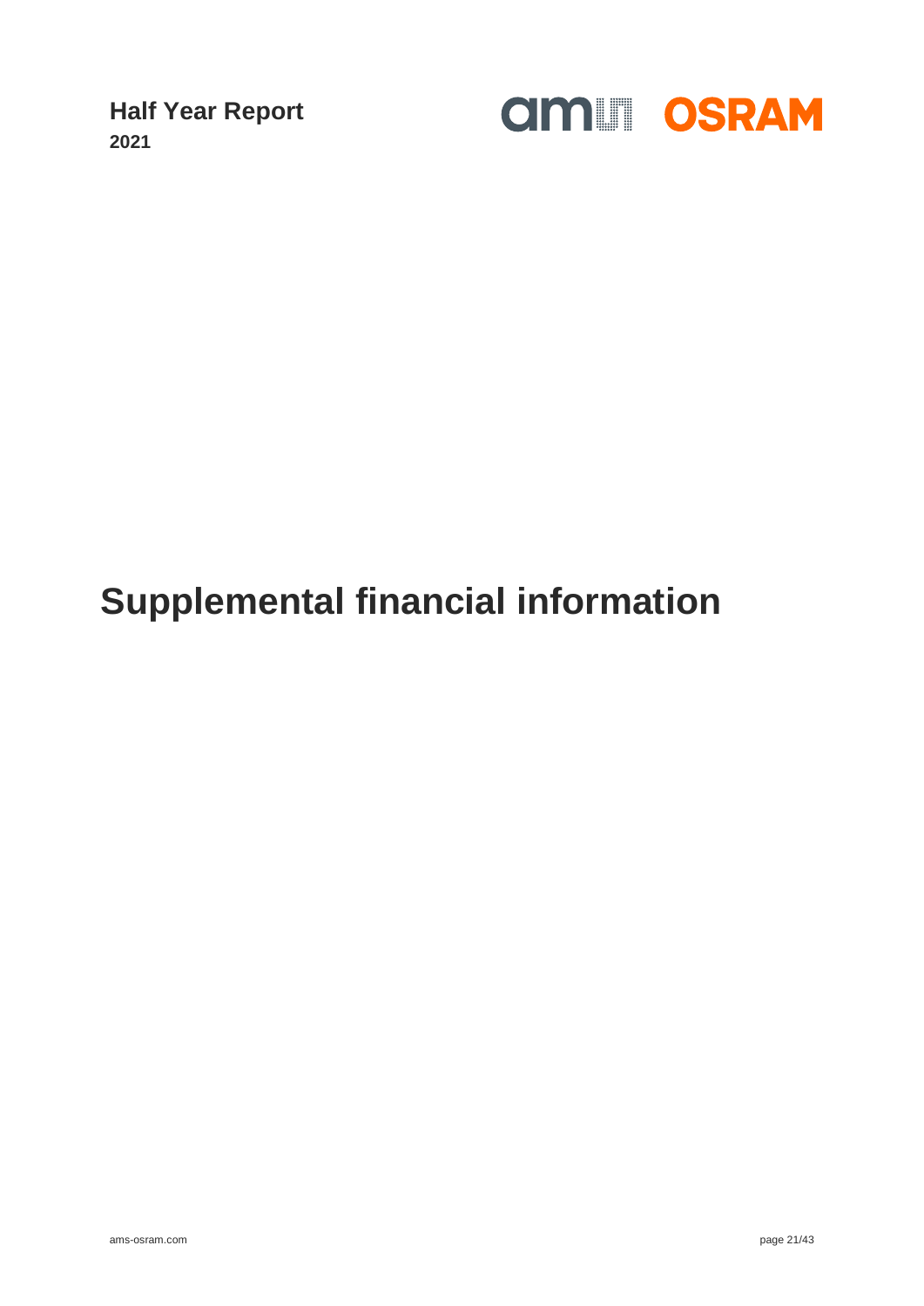**Half Year Report**
**2021**

# Supplemental financial information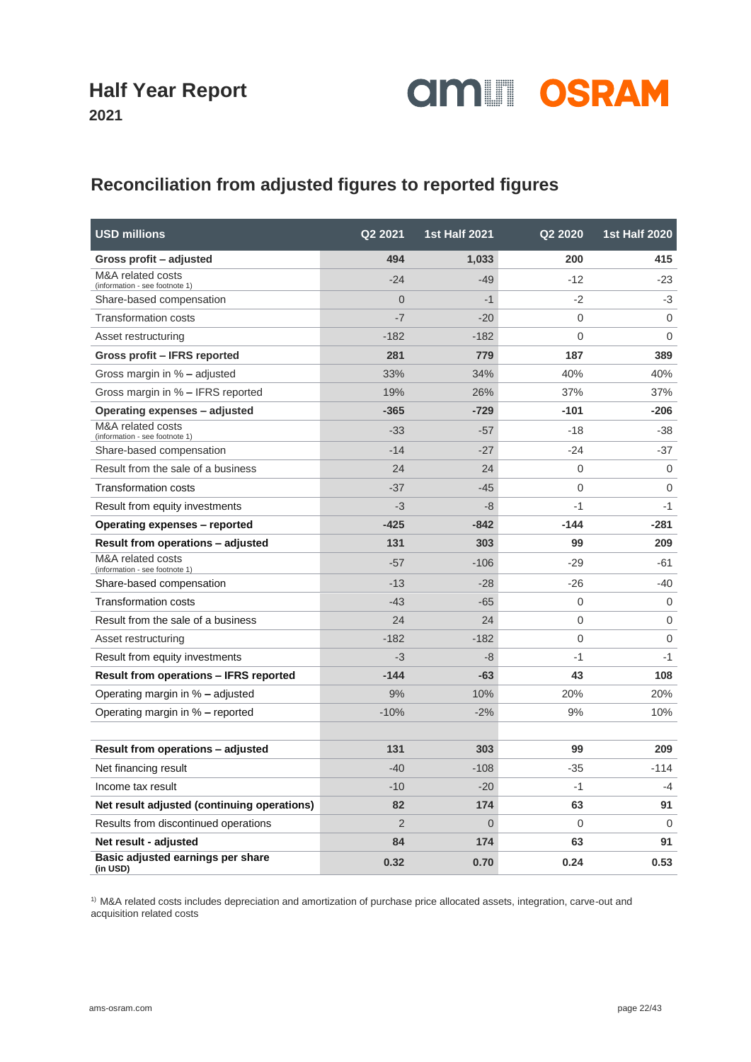# Half Year Report 2021

## Reconciliation from adjusted figures to reported figures

| USD millions | Q2 2021 | 1st Half 2021 | Q2 2020 | 1st Half 2020 |
|---|---|---|---|---|
| **Gross profit – adjusted** | **494** | **1,033** | **200** | **415** |
| M&A related costs (information - see footnote 1) | -24 | -49 | -12 | -23 |
| Share-based compensation | 0 | -1 | -2 | -3 |
| Transformation costs | -7 | -20 | 0 | 0 |
| Asset restructuring | -182 | -182 | 0 | 0 |
| **Gross profit – IFRS reported** | **281** | **779** | **187** | **389** |
| Gross margin in % – adjusted | 33% | 34% | 40% | 40% |
| Gross margin in % – IFRS reported | 19% | 26% | 37% | 37% |
| **Operating expenses – adjusted** | **-365** | **-729** | **-101** | **-206** |
| M&A related costs (information - see footnote 1) | -33 | -57 | -18 | -38 |
| Share-based compensation | -14 | -27 | -24 | -37 |
| Result from the sale of a business | 24 | 24 | 0 | 0 |
| Transformation costs | -37 | -45 | 0 | 0 |
| Result from equity investments | -3 | -8 | -1 | -1 |
| **Operating expenses – reported** | **-425** | **-842** | **-144** | **-281** |
| **Result from operations – adjusted** | **131** | **303** | **99** | **209** |
| M&A related costs (information - see footnote 1) | -57 | -106 | -29 | -61 |
| Share-based compensation | -13 | -28 | -26 | -40 |
| Transformation costs | -43 | -65 | 0 | 0 |
| Result from the sale of a business | 24 | 24 | 0 | 0 |
| Asset restructuring | -182 | -182 | 0 | 0 |
| Result from equity investments | -3 | -8 | -1 | -1 |
| **Result from operations – IFRS reported** | **-144** | **-63** | **43** | **108** |
| Operating margin in % – adjusted | 9% | 10% | 20% | 20% |
| Operating margin in % – reported | -10% | -2% | 9% | 10% |
| | | | | |
| **Result from operations – adjusted** | **131** | **303** | **99** | **209** |
| Net financing result | -40 | -108 | -35 | -114 |
| Income tax result | -10 | -20 | -1 | -4 |
| **Net result adjusted (continuing operations)** | **82** | **174** | **63** | **91** |
| Results from discontinued operations | 2 | 0 | 0 | 0 |
| **Net result - adjusted** | **84** | **174** | **63** | **91** |
| **Basic adjusted earnings per share (in USD)** | **0.32** | **0.70** | **0.24** | **0.53** |

[1] M&A related costs includes depreciation and amortization of purchase price allocated assets, integration, carve-out and acquisition related costs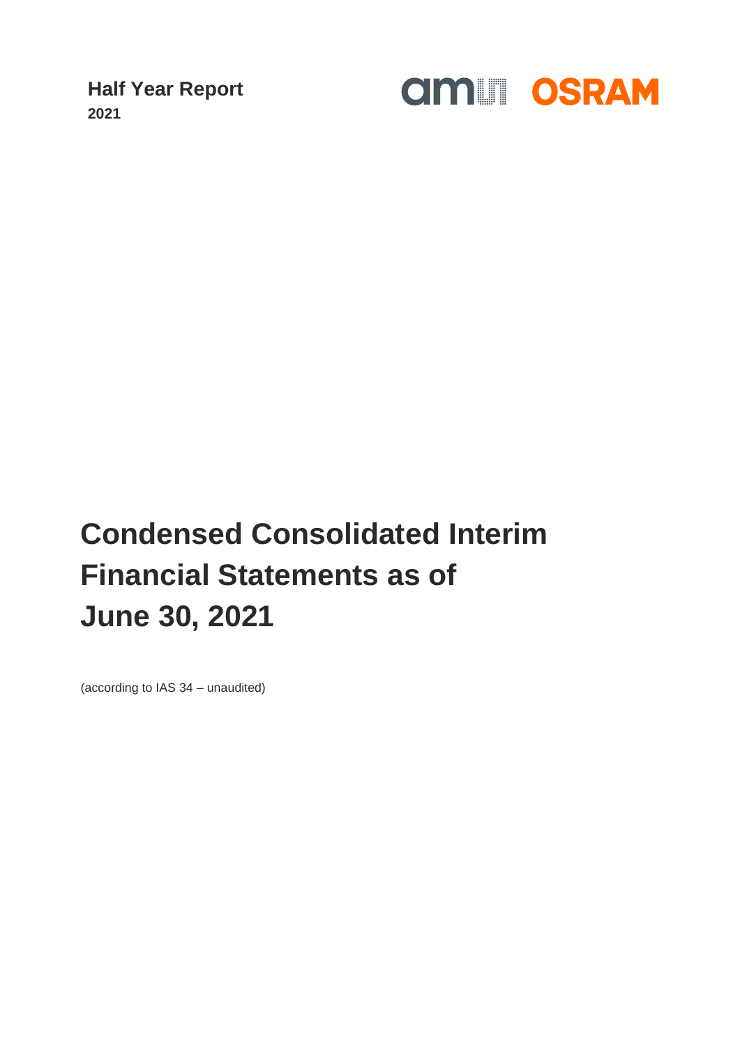**Half Year Report**
**2021**

# Condensed Consolidated Interim Financial Statements as of June 30, 2021

(according to IAS 34 – unaudited)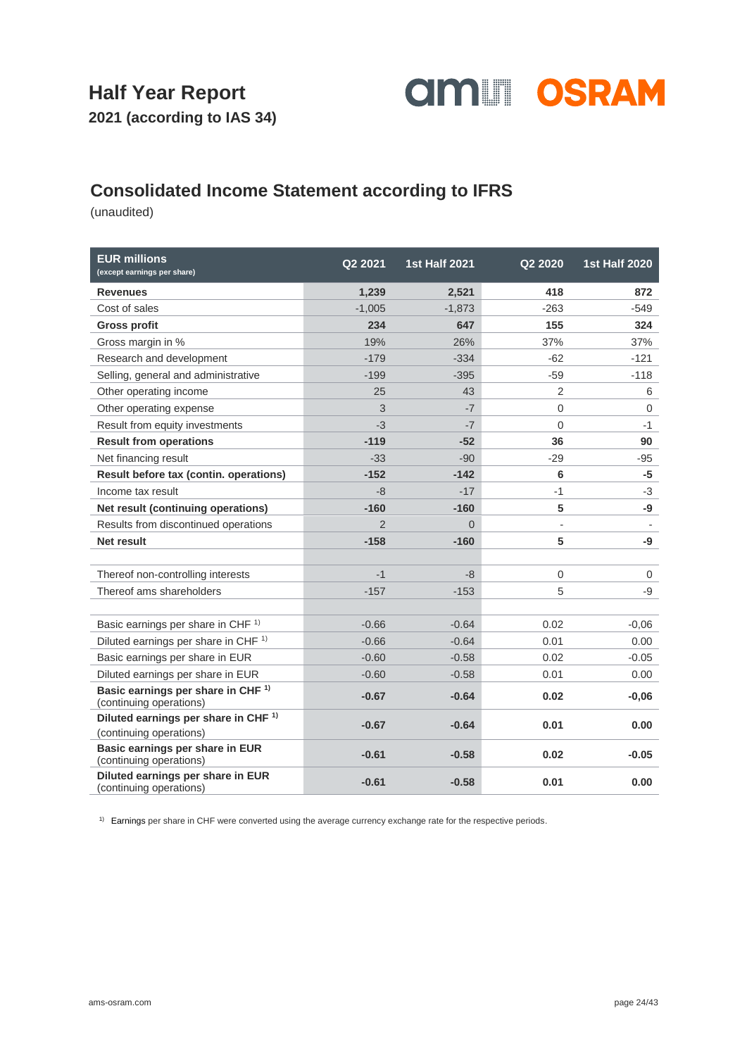# Half Year Report

**2021 (according to IAS 34)**

## Consolidated Income Statement according to IFRS

(unaudited)

| EUR millions (except earnings per share) | Q2 2021 | 1st Half 2021 | Q2 2020 | 1st Half 2020 |
|---|---|---|---|---|
| **Revenues** | **1,239** | **2,521** | **418** | **872** |
| Cost of sales | -1,005 | -1,873 | -263 | -549 |
| **Gross profit** | **234** | **647** | **155** | **324** |
| Gross margin in % | 19% | 26% | 37% | 37% |
| Research and development | -179 | -334 | -62 | -121 |
| Selling, general and administrative | -199 | -395 | -59 | -118 |
| Other operating income | 25 | 43 | 2 | 6 |
| Other operating expense | 3 | -7 | 0 | 0 |
| Result from equity investments | -3 | -7 | 0 | -1 |
| **Result from operations** | **-119** | **-52** | **36** | **90** |
| Net financing result | -33 | -90 | -29 | -95 |
| **Result before tax (contin. operations)** | **-152** | **-142** | **6** | **-5** |
| Income tax result | -8 | -17 | -1 | -3 |
| **Net result (continuing operations)** | **-160** | **-160** | **5** | **-9** |
| Results from discontinued operations | 2 | 0 | - | - |
| **Net result** | **-158** | **-160** | **5** | **-9** |
| | | | | |
| Thereof non-controlling interests | -1 | -8 | 0 | 0 |
| Thereof ams shareholders | -157 | -153 | 5 | -9 |
| | | | | |
| Basic earnings per share in CHF [1] | -0.66 | -0.64 | 0.02 | -0,06 |
| Diluted earnings per share in CHF [1] | -0.66 | -0.64 | 0.01 | 0.00 |
| Basic earnings per share in EUR | -0.60 | -0.58 | 0.02 | -0.05 |
| Diluted earnings per share in EUR | -0.60 | -0.58 | 0.01 | 0.00 |
| **Basic earnings per share in CHF [1]** (continuing operations) | **-0.67** | **-0.64** | **0.02** | **-0,06** |
| **Diluted earnings per share in CHF [1]** (continuing operations) | **-0.67** | **-0.64** | **0.01** | **0.00** |
| **Basic earnings per share in EUR** (continuing operations) | **-0.61** | **-0.58** | **0.02** | **-0.05** |
| **Diluted earnings per share in EUR** (continuing operations) | **-0.61** | **-0.58** | **0.01** | **0.00** |

[1] Earnings per share in CHF were converted using the average currency exchange rate for the respective periods.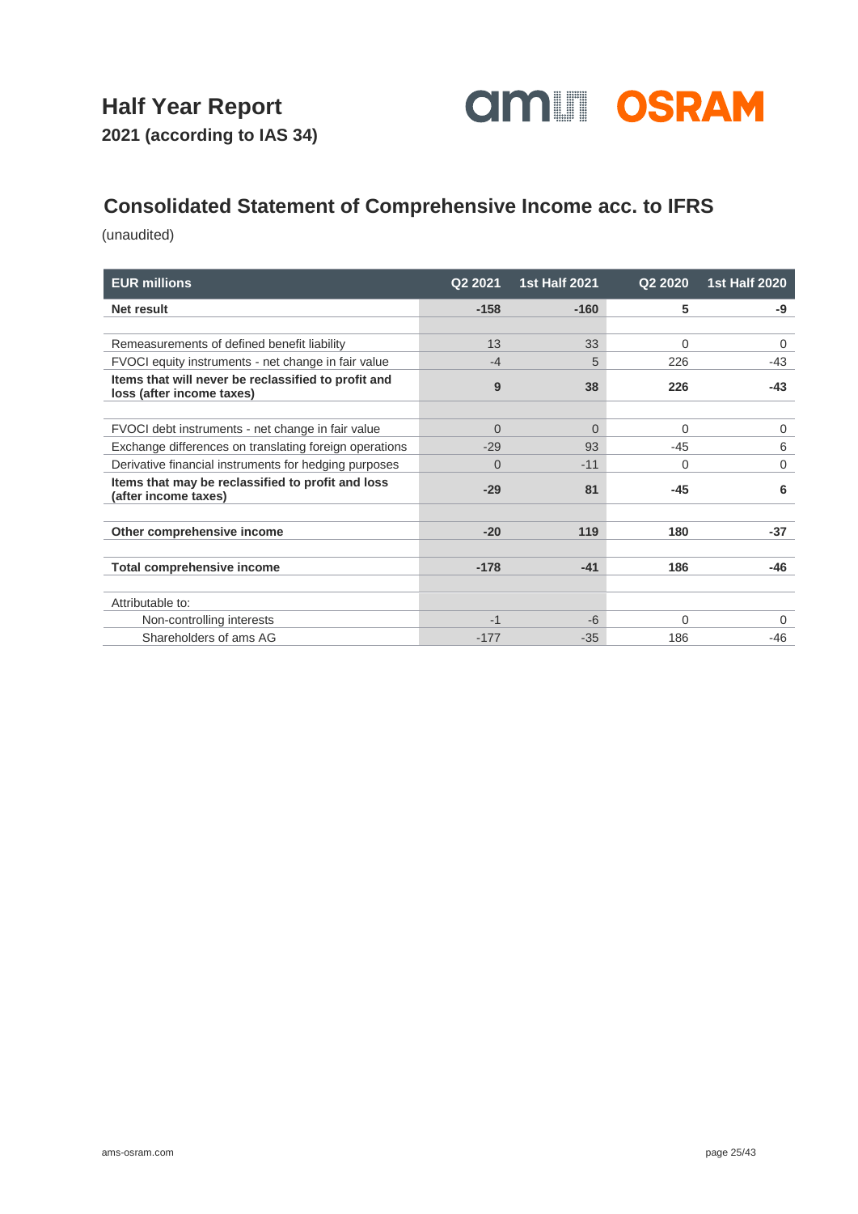# Half Year Report

**2021 (according to IAS 34)**

## Consolidated Statement of Comprehensive Income acc. to IFRS

(unaudited)

| EUR millions | Q2 2021 | 1st Half 2021 | Q2 2020 | 1st Half 2020 |
|---|---|---|---|---|
| **Net result** | **-158** | **-160** | **5** | **-9** |
| | | | | |
| Remeasurements of defined benefit liability | 13 | 33 | 0 | 0 |
| FVOCI equity instruments - net change in fair value | -4 | 5 | 226 | -43 |
| **Items that will never be reclassified to profit and loss (after income taxes)** | **9** | **38** | **226** | **-43** |
| | | | | |
| FVOCI debt instruments - net change in fair value | 0 | 0 | 0 | 0 |
| Exchange differences on translating foreign operations | -29 | 93 | -45 | 6 |
| Derivative financial instruments for hedging purposes | 0 | -11 | 0 | 0 |
| **Items that may be reclassified to profit and loss (after income taxes)** | **-29** | **81** | **-45** | **6** |
| | | | | |
| **Other comprehensive income** | **-20** | **119** | **180** | **-37** |
| | | | | |
| **Total comprehensive income** | **-178** | **-41** | **186** | **-46** |
| | | | | |
| Attributable to: | | | | |
| Non-controlling interests | -1 | -6 | 0 | 0 |
| Shareholders of ams AG | -177 | -35 | 186 | -46 |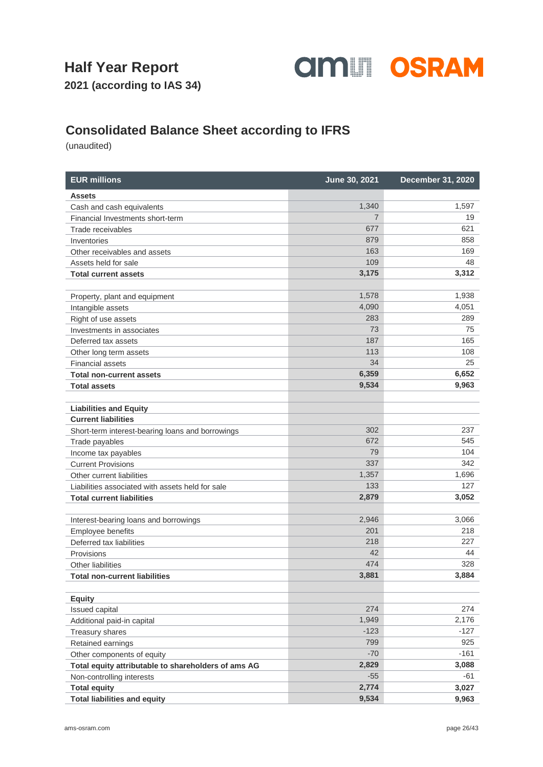# Half Year Report

**2021 (according to IAS 34)**

## Consolidated Balance Sheet according to IFRS

(unaudited)

| EUR millions | June 30, 2021 | December 31, 2020 |
|---|---|---|
| **Assets** | | |
| Cash and cash equivalents | 1,340 | 1,597 |
| Financial Investments short-term | 7 | 19 |
| Trade receivables | 677 | 621 |
| Inventories | 879 | 858 |
| Other receivables and assets | 163 | 169 |
| Assets held for sale | 109 | 48 |
| **Total current assets** | **3,175** | **3,312** |
| | | |
| Property, plant and equipment | 1,578 | 1,938 |
| Intangible assets | 4,090 | 4,051 |
| Right of use assets | 283 | 289 |
| Investments in associates | 73 | 75 |
| Deferred tax assets | 187 | 165 |
| Other long term assets | 113 | 108 |
| Financial assets | 34 | 25 |
| **Total non-current assets** | **6,359** | **6,652** |
| **Total assets** | **9,534** | **9,963** |
| | | |
| **Liabilities and Equity** | | |
| **Current liabilities** | | |
| Short-term interest-bearing loans and borrowings | 302 | 237 |
| Trade payables | 672 | 545 |
| Income tax payables | 79 | 104 |
| Current Provisions | 337 | 342 |
| Other current liabilities | 1,357 | 1,696 |
| Liabilities associated with assets held for sale | 133 | 127 |
| **Total current liabilities** | **2,879** | **3,052** |
| | | |
| Interest-bearing loans and borrowings | 2,946 | 3,066 |
| Employee benefits | 201 | 218 |
| Deferred tax liabilities | 218 | 227 |
| Provisions | 42 | 44 |
| Other liabilities | 474 | 328 |
| **Total non-current liabilities** | **3,881** | **3,884** |
| | | |
| **Equity** | | |
| Issued capital | 274 | 274 |
| Additional paid-in capital | 1,949 | 2,176 |
| Treasury shares | -123 | -127 |
| Retained earnings | 799 | 925 |
| Other components of equity | -70 | -161 |
| **Total equity attributable to shareholders of ams AG** | **2,829** | **3,088** |
| Non-controlling interests | -55 | -61 |
| **Total equity** | **2,774** | **3,027** |
| **Total liabilities and equity** | **9,534** | **9,963** |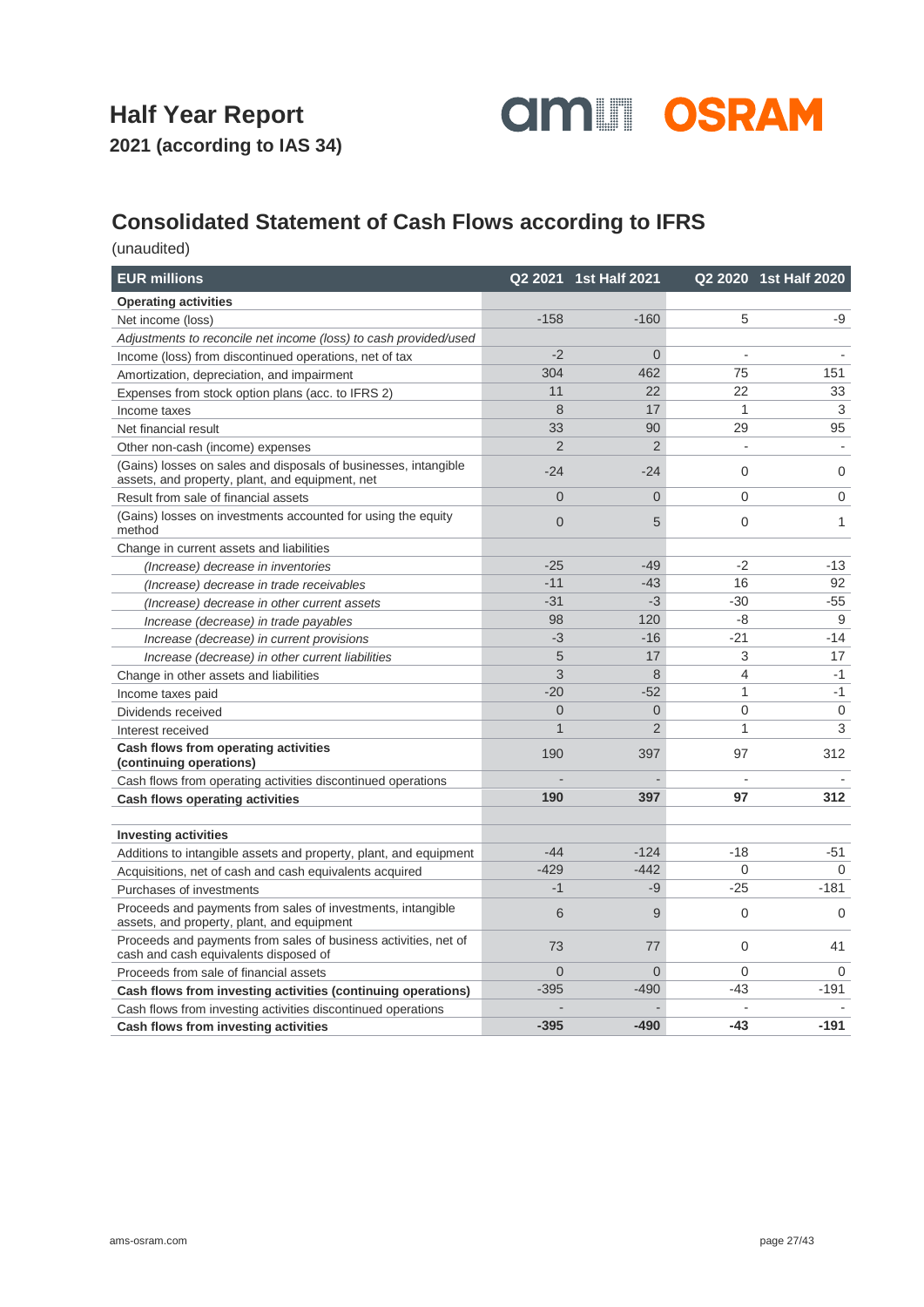# Half Year Report

**2021 (according to IAS 34)**

## Consolidated Statement of Cash Flows according to IFRS

(unaudited)

| EUR millions | Q2 2021 | 1st Half 2021 | Q2 2020 | 1st Half 2020 |
|---|---|---|---|---|
| **Operating activities** | | | | |
| Net income (loss) | -158 | -160 | 5 | -9 |
| *Adjustments to reconcile net income (loss) to cash provided/used* | | | | |
| Income (loss) from discontinued operations, net of tax | -2 | 0 | - | - |
| Amortization, depreciation, and impairment | 304 | 462 | 75 | 151 |
| Expenses from stock option plans (acc. to IFRS 2) | 11 | 22 | 22 | 33 |
| Income taxes | 8 | 17 | 1 | 3 |
| Net financial result | 33 | 90 | 29 | 95 |
| Other non-cash (income) expenses | 2 | 2 | - | - |
| (Gains) losses on sales and disposals of businesses, intangible assets, and property, plant, and equipment, net | -24 | -24 | 0 | 0 |
| Result from sale of financial assets | 0 | 0 | 0 | 0 |
| (Gains) losses on investments accounted for using the equity method | 0 | 5 | 0 | 1 |
| Change in current assets and liabilities | | | | |
| *(Increase) decrease in inventories* | -25 | -49 | -2 | -13 |
| *(Increase) decrease in trade receivables* | -11 | -43 | 16 | 92 |
| *(Increase) decrease in other current assets* | -31 | -3 | -30 | -55 |
| *Increase (decrease) in trade payables* | 98 | 120 | -8 | 9 |
| *Increase (decrease) in current provisions* | -3 | -16 | -21 | -14 |
| *Increase (decrease) in other current liabilities* | 5 | 17 | 3 | 17 |
| Change in other assets and liabilities | 3 | 8 | 4 | -1 |
| Income taxes paid | -20 | -52 | 1 | -1 |
| Dividends received | 0 | 0 | 0 | 0 |
| Interest received | 1 | 2 | 1 | 3 |
| **Cash flows from operating activities (continuing operations)** | 190 | 397 | 97 | 312 |
| Cash flows from operating activities discontinued operations | - | - | - | - |
| **Cash flows operating activities** | **190** | **397** | **97** | **312** |
| | | | | |
| **Investing activities** | | | | |
| Additions to intangible assets and property, plant, and equipment | -44 | -124 | -18 | -51 |
| Acquisitions, net of cash and cash equivalents acquired | -429 | -442 | 0 | 0 |
| Purchases of investments | -1 | -9 | -25 | -181 |
| Proceeds and payments from sales of investments, intangible assets, and property, plant, and equipment | 6 | 9 | 0 | 0 |
| Proceeds and payments from sales of business activities, net of cash and cash equivalents disposed of | 73 | 77 | 0 | 41 |
| Proceeds from sale of financial assets | 0 | 0 | 0 | 0 |
| **Cash flows from investing activities (continuing operations)** | -395 | -490 | -43 | -191 |
| Cash flows from investing activities discontinued operations | - | - | - | - |
| **Cash flows from investing activities** | **-395** | **-490** | **-43** | **-191** |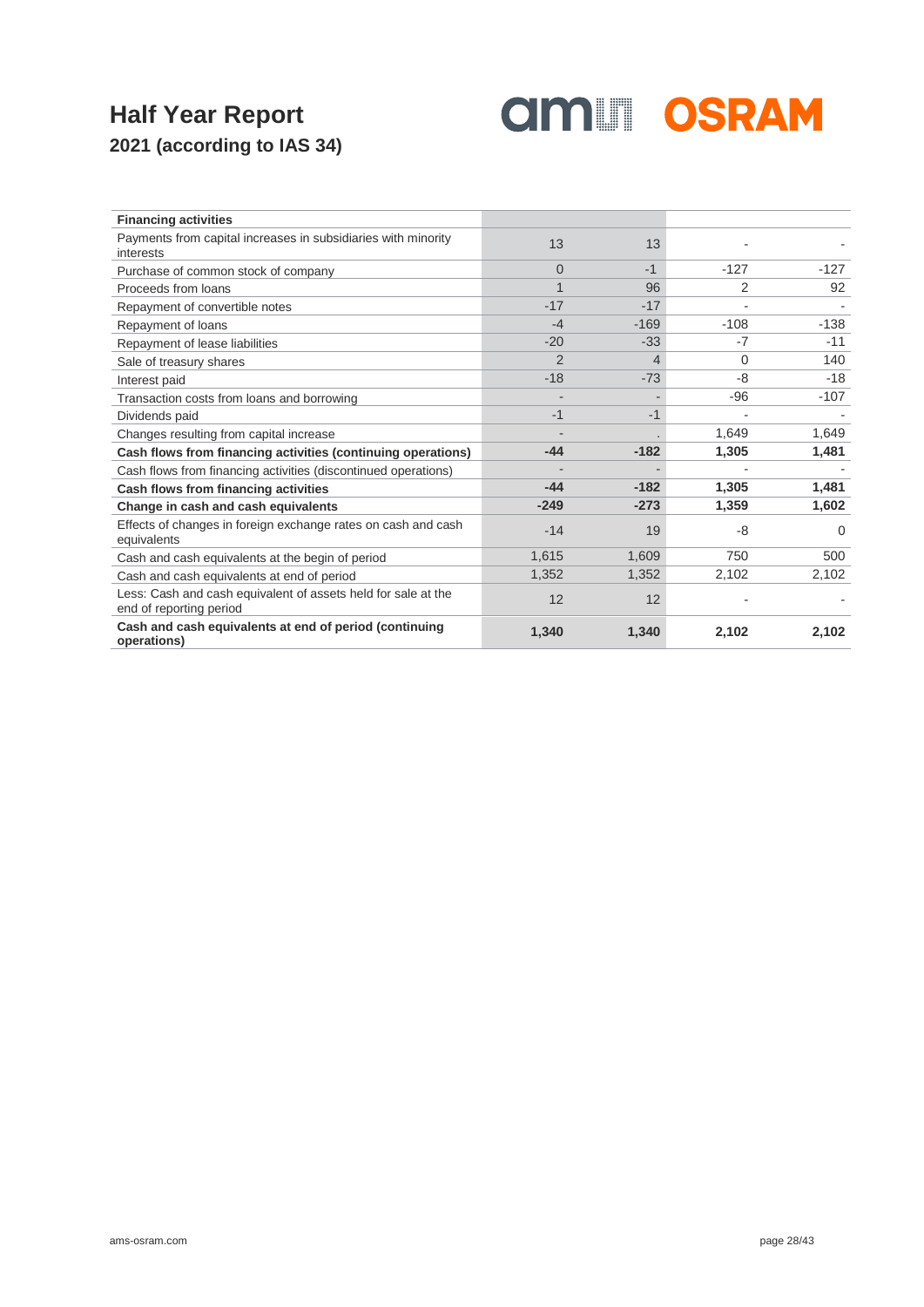# Half Year Report

## 2021 (according to IAS 34)

| Financing activities | | | | |
|---|---|---|---|---|
| Payments from capital increases in subsidiaries with minority interests | 13 | 13 | - | - |
| Purchase of common stock of company | 0 | -1 | -127 | -127 |
| Proceeds from loans | 1 | 96 | 2 | 92 |
| Repayment of convertible notes | -17 | -17 | - | - |
| Repayment of loans | -4 | -169 | -108 | -138 |
| Repayment of lease liabilities | -20 | -33 | -7 | -11 |
| Sale of treasury shares | 2 | 4 | 0 | 140 |
| Interest paid | -18 | -73 | -8 | -18 |
| Transaction costs from loans and borrowing | - | - | -96 | -107 |
| Dividends paid | -1 | -1 | - | - |
| Changes resulting from capital increase | - | . | 1,649 | 1,649 |
| **Cash flows from financing activities (continuing operations)** | **-44** | **-182** | **1,305** | **1,481** |
| Cash flows from financing activities (discontinued operations) | - | - | - | - |
| **Cash flows from financing activities** | **-44** | **-182** | **1,305** | **1,481** |
| **Change in cash and cash equivalents** | **-249** | **-273** | **1,359** | **1,602** |
| Effects of changes in foreign exchange rates on cash and cash equivalents | -14 | 19 | -8 | 0 |
| Cash and cash equivalents at the begin of period | 1,615 | 1,609 | 750 | 500 |
| Cash and cash equivalents at end of period | 1,352 | 1,352 | 2,102 | 2,102 |
| Less: Cash and cash equivalent of assets held for sale at the end of reporting period | 12 | 12 | - | - |
| **Cash and cash equivalents at end of period (continuing operations)** | **1,340** | **1,340** | **2,102** | **2,102** |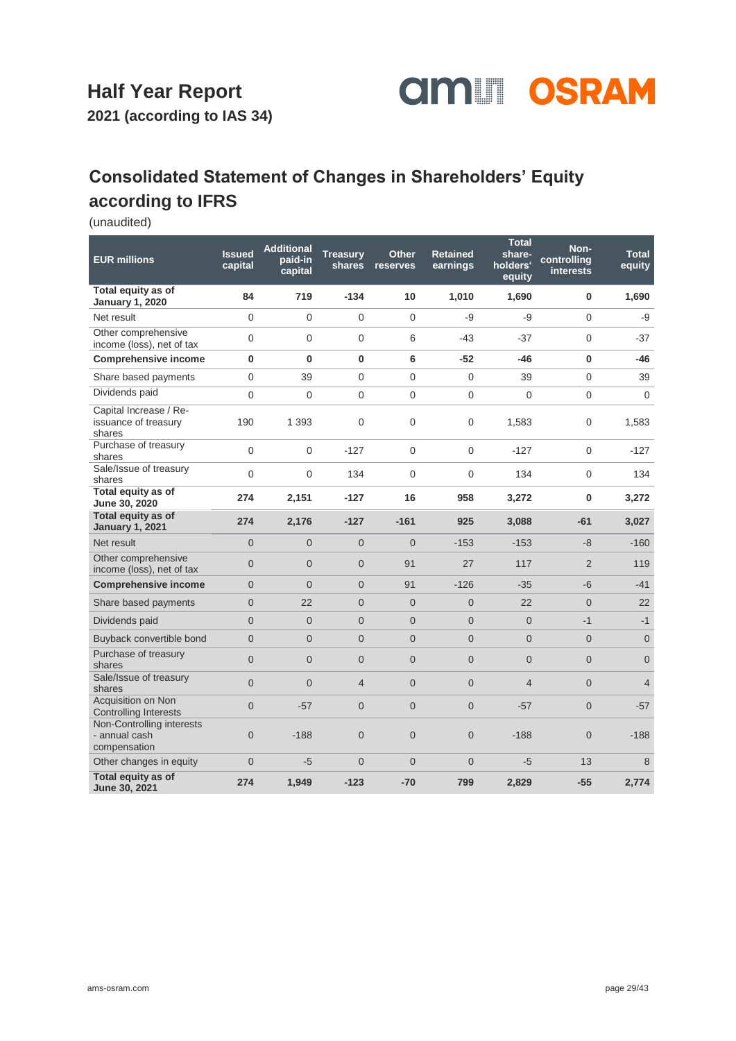# Half Year Report

**2021 (according to IAS 34)**

## Consolidated Statement of Changes in Shareholders' Equity according to IFRS

(unaudited)

| EUR millions | Issued capital | Additional paid-in capital | Treasury shares | Other reserves | Retained earnings | Total share-holders' equity | Non-controlling interests | Total equity |
|---|---|---|---|---|---|---|---|---|
| **Total equity as of January 1, 2020** | **84** | **719** | **-134** | **10** | **1,010** | **1,690** | **0** | **1,690** |
| Net result | 0 | 0 | 0 | 0 | -9 | -9 | 0 | -9 |
| Other comprehensive income (loss), net of tax | 0 | 0 | 0 | 6 | -43 | -37 | 0 | -37 |
| **Comprehensive income** | **0** | **0** | **0** | **6** | **-52** | **-46** | **0** | **-46** |
| Share based payments | 0 | 39 | 0 | 0 | 0 | 39 | 0 | 39 |
| Dividends paid | 0 | 0 | 0 | 0 | 0 | 0 | 0 | 0 |
| Capital Increase / Re-issuance of treasury shares | 190 | 1 393 | 0 | 0 | 0 | 1,583 | 0 | 1,583 |
| Purchase of treasury shares | 0 | 0 | -127 | 0 | 0 | -127 | 0 | -127 |
| Sale/Issue of treasury shares | 0 | 0 | 134 | 0 | 0 | 134 | 0 | 134 |
| **Total equity as of June 30, 2020** | **274** | **2,151** | **-127** | **16** | **958** | **3,272** | **0** | **3,272** |
| **Total equity as of January 1, 2021** | **274** | **2,176** | **-127** | **-161** | **925** | **3,088** | **-61** | **3,027** |
| Net result | 0 | 0 | 0 | 0 | -153 | -153 | -8 | -160 |
| Other comprehensive income (loss), net of tax | 0 | 0 | 0 | 91 | 27 | 117 | 2 | 119 |
| **Comprehensive income** | 0 | 0 | 0 | 91 | -126 | -35 | -6 | -41 |
| Share based payments | 0 | 22 | 0 | 0 | 0 | 22 | 0 | 22 |
| Dividends paid | 0 | 0 | 0 | 0 | 0 | 0 | -1 | -1 |
| Buyback convertible bond | 0 | 0 | 0 | 0 | 0 | 0 | 0 | 0 |
| Purchase of treasury shares | 0 | 0 | 0 | 0 | 0 | 0 | 0 | 0 |
| Sale/Issue of treasury shares | 0 | 0 | 4 | 0 | 0 | 4 | 0 | 4 |
| Acquisition on Non Controlling Interests | 0 | -57 | 0 | 0 | 0 | -57 | 0 | -57 |
| Non-Controlling interests - annual cash compensation | 0 | -188 | 0 | 0 | 0 | -188 | 0 | -188 |
| Other changes in equity | 0 | -5 | 0 | 0 | 0 | -5 | 13 | 8 |
| **Total equity as of June 30, 2021** | **274** | **1,949** | **-123** | **-70** | **799** | **2,829** | **-55** | **2,774** |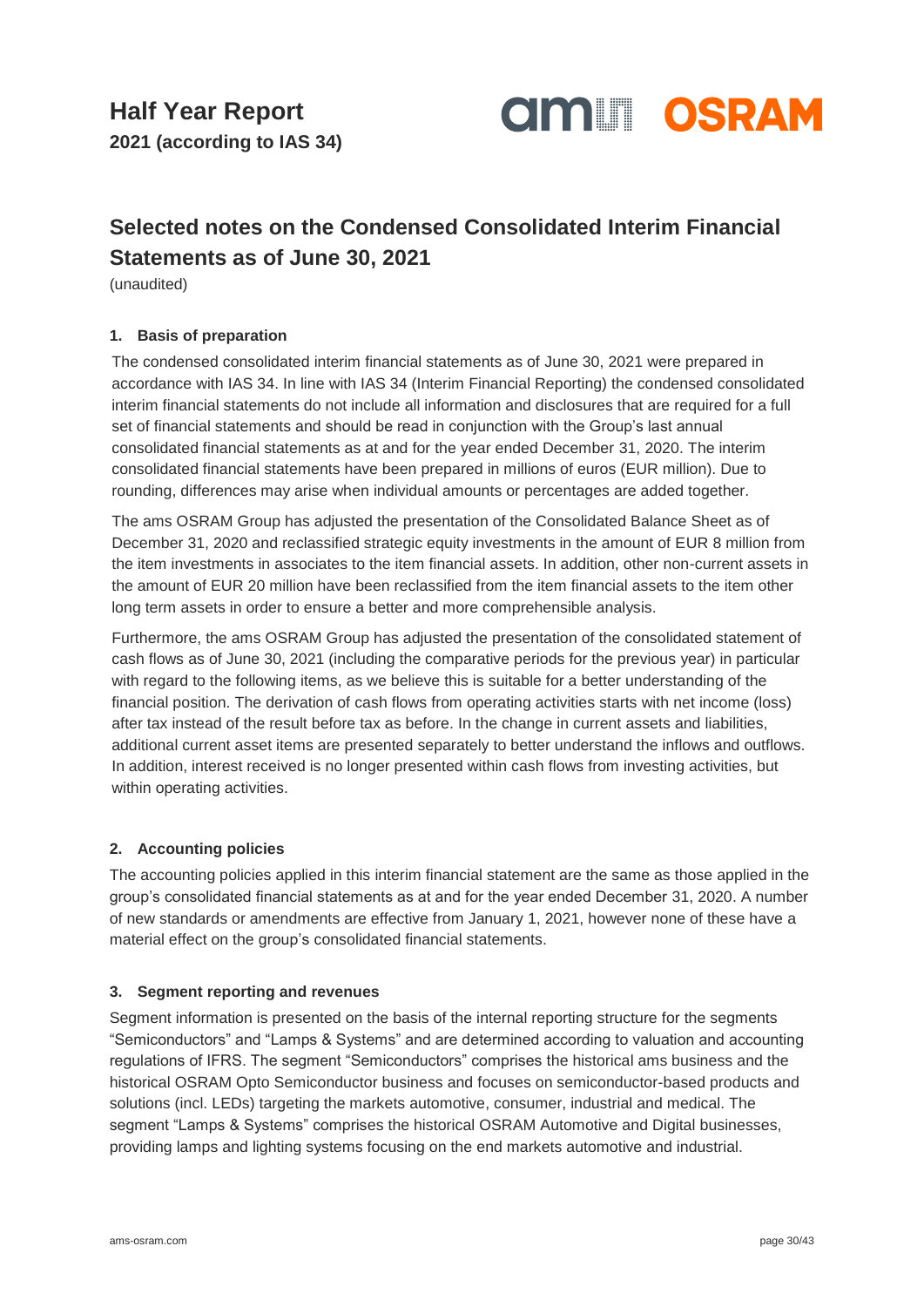# Selected notes on the Condensed Consolidated Interim Financial Statements as of June 30, 2021

(unaudited)

## 1. Basis of preparation

The condensed consolidated interim financial statements as of June 30, 2021 were prepared in accordance with IAS 34. In line with IAS 34 (Interim Financial Reporting) the condensed consolidated interim financial statements do not include all information and disclosures that are required for a full set of financial statements and should be read in conjunction with the Group's last annual consolidated financial statements as at and for the year ended December 31, 2020. The interim consolidated financial statements have been prepared in millions of euros (EUR million). Due to rounding, differences may arise when individual amounts or percentages are added together.

The ams OSRAM Group has adjusted the presentation of the Consolidated Balance Sheet as of December 31, 2020 and reclassified strategic equity investments in the amount of EUR 8 million from the item investments in associates to the item financial assets. In addition, other non-current assets in the amount of EUR 20 million have been reclassified from the item financial assets to the item other long term assets in order to ensure a better and more comprehensible analysis.

Furthermore, the ams OSRAM Group has adjusted the presentation of the consolidated statement of cash flows as of June 30, 2021 (including the comparative periods for the previous year) in particular with regard to the following items, as we believe this is suitable for a better understanding of the financial position. The derivation of cash flows from operating activities starts with net income (loss) after tax instead of the result before tax as before. In the change in current assets and liabilities, additional current asset items are presented separately to better understand the inflows and outflows. In addition, interest received is no longer presented within cash flows from investing activities, but within operating activities.

## 2. Accounting policies

The accounting policies applied in this interim financial statement are the same as those applied in the group's consolidated financial statements as at and for the year ended December 31, 2020. A number of new standards or amendments are effective from January 1, 2021, however none of these have a material effect on the group's consolidated financial statements.

## 3. Segment reporting and revenues

Segment information is presented on the basis of the internal reporting structure for the segments "Semiconductors" and "Lamps & Systems" and are determined according to valuation and accounting regulations of IFRS. The segment "Semiconductors" comprises the historical ams business and the historical OSRAM Opto Semiconductor business and focuses on semiconductor-based products and solutions (incl. LEDs) targeting the markets automotive, consumer, industrial and medical. The segment "Lamps & Systems" comprises the historical OSRAM Automotive and Digital businesses, providing lamps and lighting systems focusing on the end markets automotive and industrial.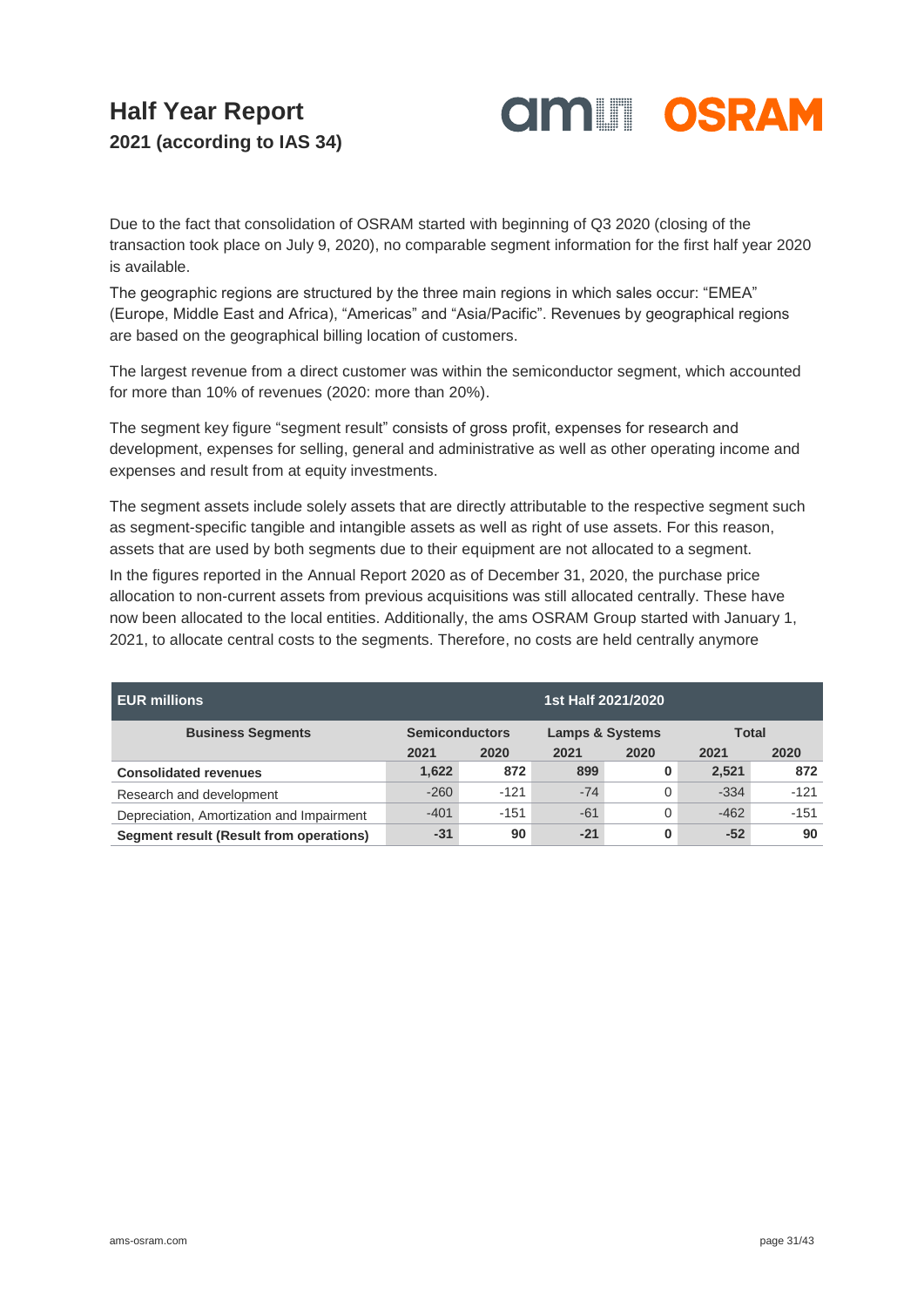Due to the fact that consolidation of OSRAM started with beginning of Q3 2020 (closing of the transaction took place on July 9, 2020), no comparable segment information for the first half year 2020 is available.

The geographic regions are structured by the three main regions in which sales occur: "EMEA" (Europe, Middle East and Africa), "Americas" and "Asia/Pacific". Revenues by geographical regions are based on the geographical billing location of customers.

The largest revenue from a direct customer was within the semiconductor segment, which accounted for more than 10% of revenues (2020: more than 20%).

The segment key figure "segment result" consists of gross profit, expenses for research and development, expenses for selling, general and administrative as well as other operating income and expenses and result from at equity investments.

The segment assets include solely assets that are directly attributable to the respective segment such as segment-specific tangible and intangible assets as well as right of use assets. For this reason, assets that are used by both segments due to their equipment are not allocated to a segment.

In the figures reported in the Annual Report 2020 as of December 31, 2020, the purchase price allocation to non-current assets from previous acquisitions was still allocated centrally. These have now been allocated to the local entities. Additionally, the ams OSRAM Group started with January 1, 2021, to allocate central costs to the segments. Therefore, no costs are held centrally anymore

| EUR millions | 1st Half 2021/2020 | | | | | |
|---|---|---|---|---|---|---|
| **Business Segments** | **Semiconductors** | | **Lamps & Systems** | | **Total** | |
| | **2021** | **2020** | **2021** | **2020** | **2021** | **2020** |
| **Consolidated revenues** | **1,622** | **872** | **899** | **0** | **2,521** | **872** |
| Research and development | -260 | -121 | -74 | 0 | -334 | -121 |
| Depreciation, Amortization and Impairment | -401 | -151 | -61 | 0 | -462 | -151 |
| **Segment result (Result from operations)** | **-31** | **90** | **-21** | **0** | **-52** | **90** |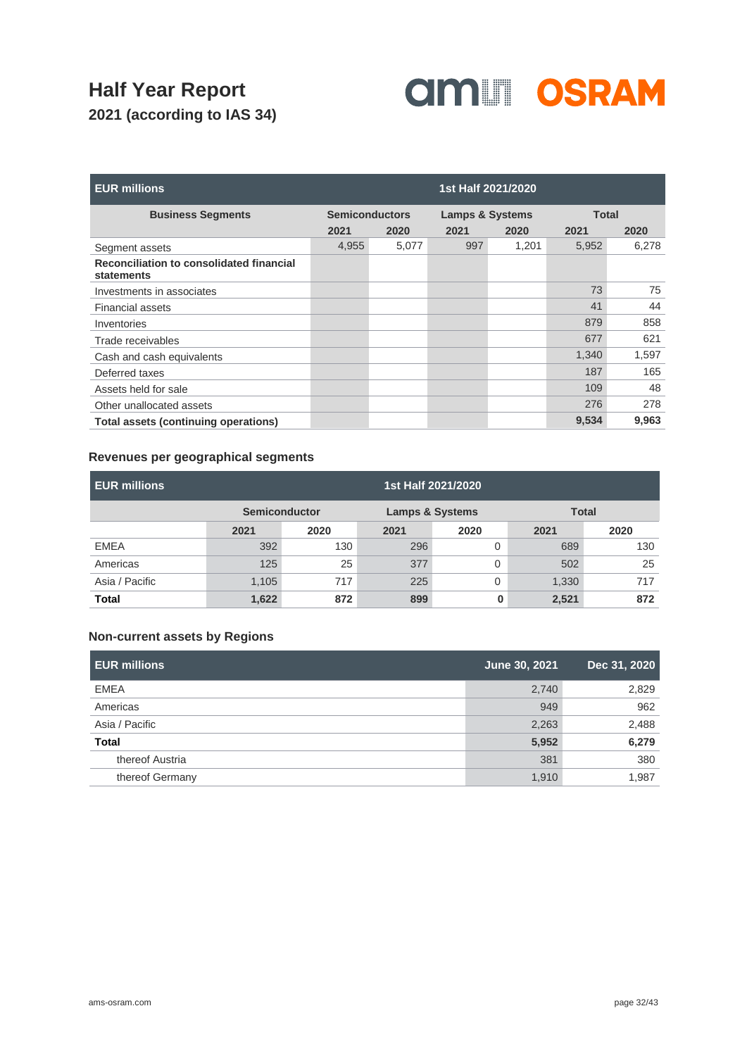# Half Year Report

## 2021 (according to IAS 34)

| EUR millions | 1st Half 2021/2020 | | | | | |
|---|---|---|---|---|---|---|
| **Business Segments** | **Semiconductors** | | **Lamps & Systems** | | **Total** | |
| | **2021** | **2020** | **2021** | **2020** | **2021** | **2020** |
| Segment assets | 4,955 | 5,077 | 997 | 1,201 | 5,952 | 6,278 |
| **Reconciliation to consolidated financial statements** | | | | | | |
| Investments in associates | | | | | 73 | 75 |
| Financial assets | | | | | 41 | 44 |
| Inventories | | | | | 879 | 858 |
| Trade receivables | | | | | 677 | 621 |
| Cash and cash equivalents | | | | | 1,340 | 1,597 |
| Deferred taxes | | | | | 187 | 165 |
| Assets held for sale | | | | | 109 | 48 |
| Other unallocated assets | | | | | 276 | 278 |
| **Total assets (continuing operations)** | | | | | **9,534** | **9,963** |

### Revenues per geographical segments

| EUR millions | 1st Half 2021/2020 | | | | | |
|---|---|---|---|---|---|---|
| | **Semiconductor** | | **Lamps & Systems** | | **Total** | |
| | **2021** | **2020** | **2021** | **2020** | **2021** | **2020** |
| EMEA | 392 | 130 | 296 | 0 | 689 | 130 |
| Americas | 125 | 25 | 377 | 0 | 502 | 25 |
| Asia / Pacific | 1,105 | 717 | 225 | 0 | 1,330 | 717 |
| **Total** | **1,622** | **872** | **899** | **0** | **2,521** | **872** |

### Non-current assets by Regions

| EUR millions | June 30, 2021 | Dec 31, 2020 |
|---|---|---|
| EMEA | 2,740 | 2,829 |
| Americas | 949 | 962 |
| Asia / Pacific | 2,263 | 2,488 |
| **Total** | **5,952** | **6,279** |
| thereof Austria | 381 | 380 |
| thereof Germany | 1,910 | 1,987 |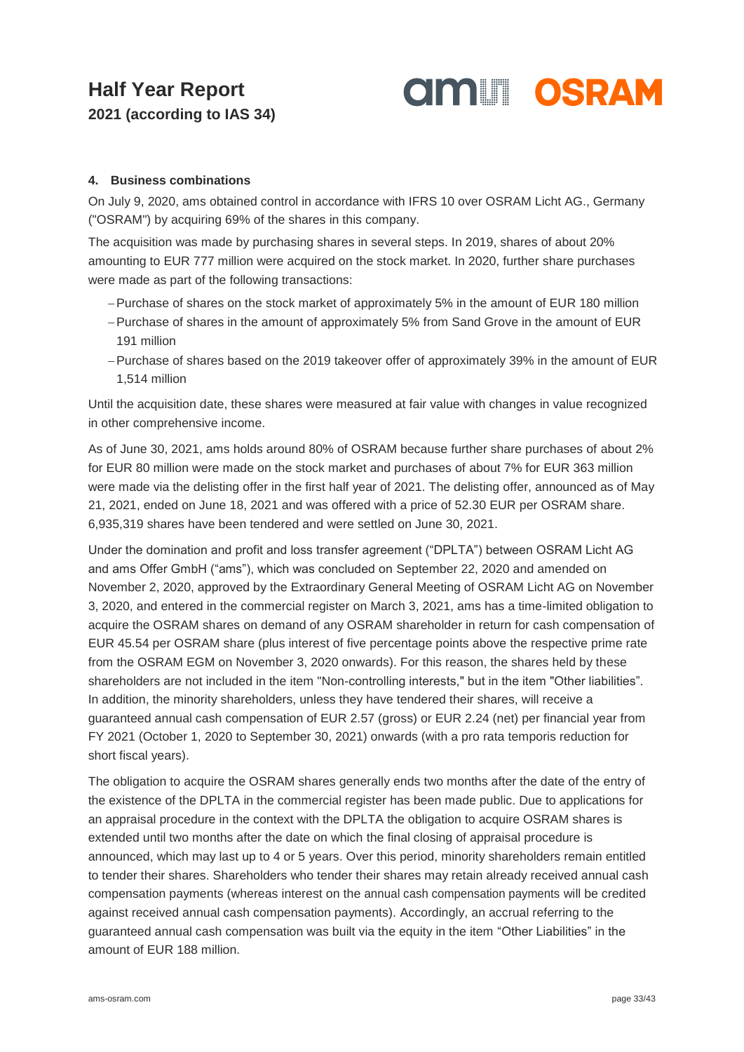### 4. Business combinations

On July 9, 2020, ams obtained control in accordance with IFRS 10 over OSRAM Licht AG., Germany ("OSRAM") by acquiring 69% of the shares in this company.

The acquisition was made by purchasing shares in several steps. In 2019, shares of about 20% amounting to EUR 777 million were acquired on the stock market. In 2020, further share purchases were made as part of the following transactions:

- Purchase of shares on the stock market of approximately 5% in the amount of EUR 180 million
- Purchase of shares in the amount of approximately 5% from Sand Grove in the amount of EUR 191 million
- Purchase of shares based on the 2019 takeover offer of approximately 39% in the amount of EUR 1,514 million

Until the acquisition date, these shares were measured at fair value with changes in value recognized in other comprehensive income.

As of June 30, 2021, ams holds around 80% of OSRAM because further share purchases of about 2% for EUR 80 million were made on the stock market and purchases of about 7% for EUR 363 million were made via the delisting offer in the first half year of 2021. The delisting offer, announced as of May 21, 2021, ended on June 18, 2021 and was offered with a price of 52.30 EUR per OSRAM share. 6,935,319 shares have been tendered and were settled on June 30, 2021.

Under the domination and profit and loss transfer agreement ("DPLTA") between OSRAM Licht AG and ams Offer GmbH ("ams"), which was concluded on September 22, 2020 and amended on November 2, 2020, approved by the Extraordinary General Meeting of OSRAM Licht AG on November 3, 2020, and entered in the commercial register on March 3, 2021, ams has a time-limited obligation to acquire the OSRAM shares on demand of any OSRAM shareholder in return for cash compensation of EUR 45.54 per OSRAM share (plus interest of five percentage points above the respective prime rate from the OSRAM EGM on November 3, 2020 onwards). For this reason, the shares held by these shareholders are not included in the item "Non-controlling interests," but in the item "Other liabilities". In addition, the minority shareholders, unless they have tendered their shares, will receive a guaranteed annual cash compensation of EUR 2.57 (gross) or EUR 2.24 (net) per financial year from FY 2021 (October 1, 2020 to September 30, 2021) onwards (with a pro rata temporis reduction for short fiscal years).

The obligation to acquire the OSRAM shares generally ends two months after the date of the entry of the existence of the DPLTA in the commercial register has been made public. Due to applications for an appraisal procedure in the context with the DPLTA the obligation to acquire OSRAM shares is extended until two months after the date on which the final closing of appraisal procedure is announced, which may last up to 4 or 5 years. Over this period, minority shareholders remain entitled to tender their shares. Shareholders who tender their shares may retain already received annual cash compensation payments (whereas interest on the annual cash compensation payments will be credited against received annual cash compensation payments). Accordingly, an accrual referring to the guaranteed annual cash compensation was built via the equity in the item "Other Liabilities" in the amount of EUR 188 million.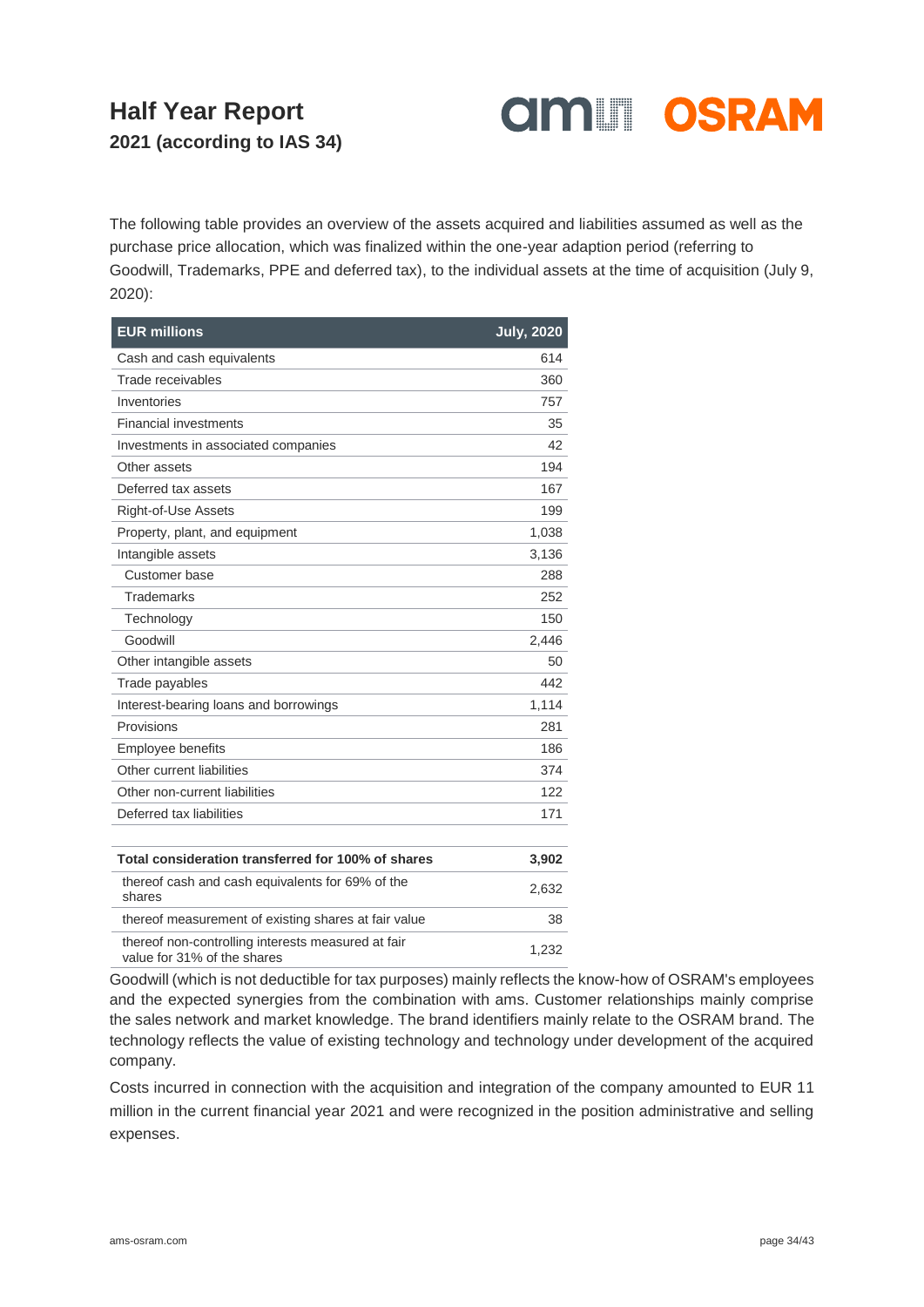The following table provides an overview of the assets acquired and liabilities assumed as well as the purchase price allocation, which was finalized within the one-year adaption period (referring to Goodwill, Trademarks, PPE and deferred tax), to the individual assets at the time of acquisition (July 9, 2020):

| EUR millions | July, 2020 |
|---|---|
| Cash and cash equivalents | 614 |
| Trade receivables | 360 |
| Inventories | 757 |
| Financial investments | 35 |
| Investments in associated companies | 42 |
| Other assets | 194 |
| Deferred tax assets | 167 |
| Right-of-Use Assets | 199 |
| Property, plant, and equipment | 1,038 |
| Intangible assets | 3,136 |
| Customer base | 288 |
| Trademarks | 252 |
| Technology | 150 |
| Goodwill | 2,446 |
| Other intangible assets | 50 |
| Trade payables | 442 |
| Interest-bearing loans and borrowings | 1,114 |
| Provisions | 281 |
| Employee benefits | 186 |
| Other current liabilities | 374 |
| Other non-current liabilities | 122 |
| Deferred tax liabilities | 171 |
| | |
| **Total consideration transferred for 100% of shares** | **3,902** |
| thereof cash and cash equivalents for 69% of the shares | 2,632 |
| thereof measurement of existing shares at fair value | 38 |
| thereof non-controlling interests measured at fair value for 31% of the shares | 1,232 |

Goodwill (which is not deductible for tax purposes) mainly reflects the know-how of OSRAM's employees and the expected synergies from the combination with ams. Customer relationships mainly comprise the sales network and market knowledge. The brand identifiers mainly relate to the OSRAM brand. The technology reflects the value of existing technology and technology under development of the acquired company.

Costs incurred in connection with the acquisition and integration of the company amounted to EUR 11 million in the current financial year 2021 and were recognized in the position administrative and selling expenses.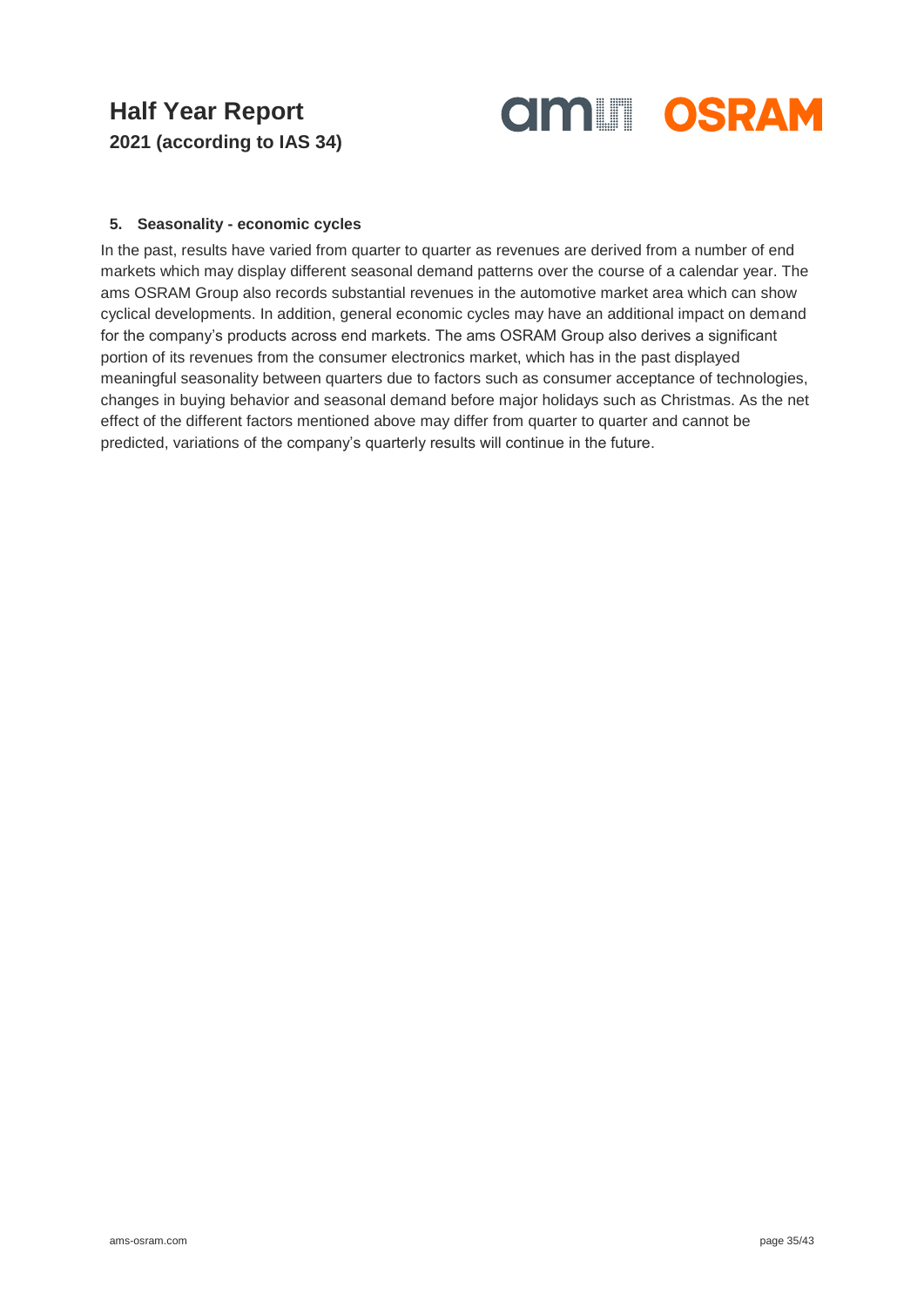### 5. Seasonality - economic cycles

In the past, results have varied from quarter to quarter as revenues are derived from a number of end markets which may display different seasonal demand patterns over the course of a calendar year. The ams OSRAM Group also records substantial revenues in the automotive market area which can show cyclical developments. In addition, general economic cycles may have an additional impact on demand for the company's products across end markets. The ams OSRAM Group also derives a significant portion of its revenues from the consumer electronics market, which has in the past displayed meaningful seasonality between quarters due to factors such as consumer acceptance of technologies, changes in buying behavior and seasonal demand before major holidays such as Christmas. As the net effect of the different factors mentioned above may differ from quarter to quarter and cannot be predicted, variations of the company's quarterly results will continue in the future.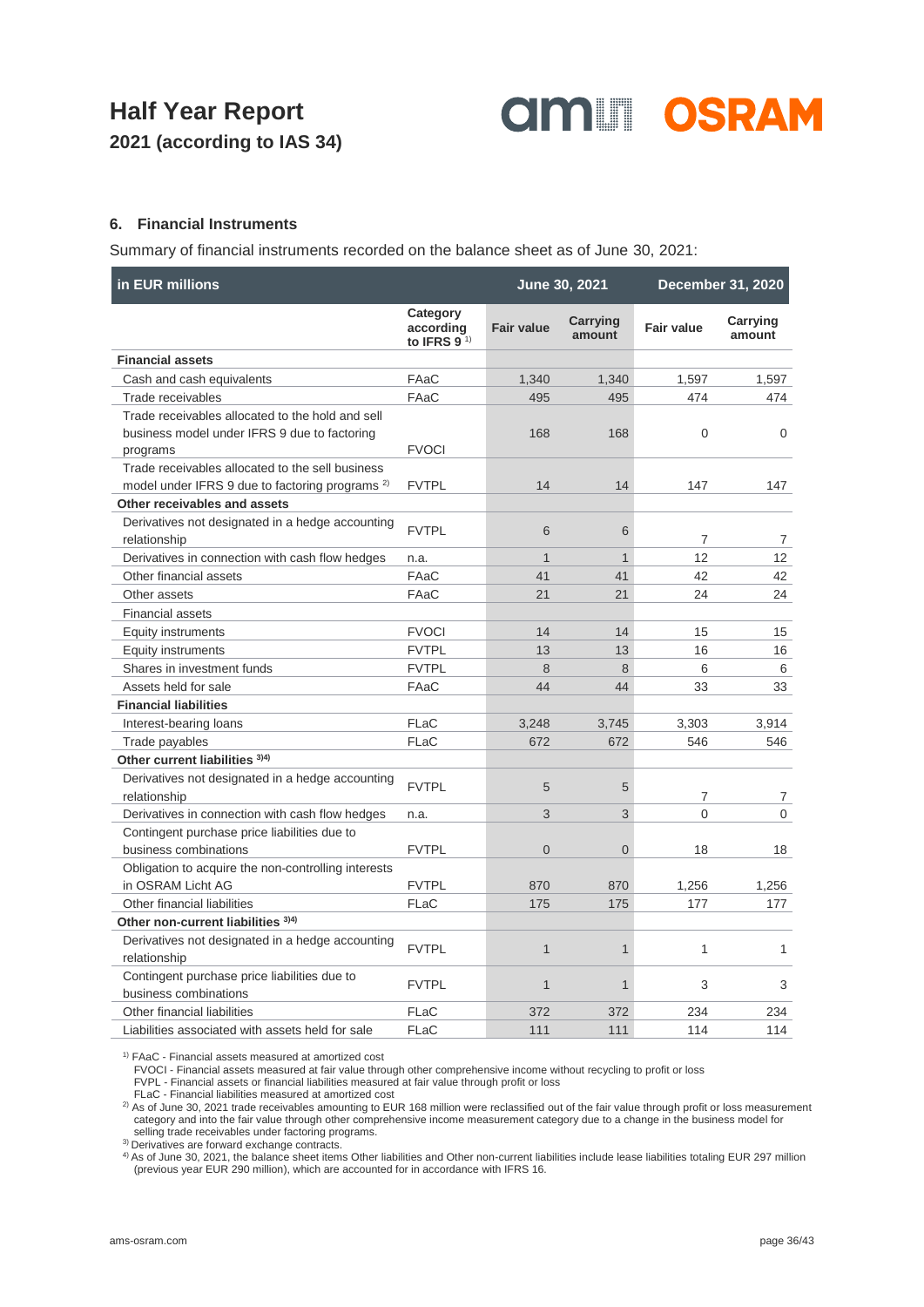### 6. Financial Instruments

Summary of financial instruments recorded on the balance sheet as of June 30, 2021:

| in EUR millions | | June 30, 2021 | | December 31, 2020 | |
|---|---|---|---|---|---|
| | Category according to IFRS 9 [1] | Fair value | Carrying amount | Fair value | Carrying amount |
| **Financial assets** | | | | | |
| Cash and cash equivalents | FAaC | 1,340 | 1,340 | 1,597 | 1,597 |
| Trade receivables | FAaC | 495 | 495 | 474 | 474 |
| Trade receivables allocated to the hold and sell business model under IFRS 9 due to factoring programs | FVOCI | 168 | 168 | 0 | 0 |
| Trade receivables allocated to the sell business model under IFRS 9 due to factoring programs [2] | FVTPL | 14 | 14 | 147 | 147 |
| **Other receivables and assets** | | | | | |
| Derivatives not designated in a hedge accounting relationship | FVTPL | 6 | 6 | 7 | 7 |
| Derivatives in connection with cash flow hedges | n.a. | 1 | 1 | 12 | 12 |
| Other financial assets | FAaC | 41 | 41 | 42 | 42 |
| Other assets | FAaC | 21 | 21 | 24 | 24 |
| Financial assets | | | | | |
| Equity instruments | FVOCI | 14 | 14 | 15 | 15 |
| Equity instruments | FVTPL | 13 | 13 | 16 | 16 |
| Shares in investment funds | FVTPL | 8 | 8 | 6 | 6 |
| Assets held for sale | FAaC | 44 | 44 | 33 | 33 |
| **Financial liabilities** | | | | | |
| Interest-bearing loans | FLaC | 3,248 | 3,745 | 3,303 | 3,914 |
| Trade payables | FLaC | 672 | 672 | 546 | 546 |
| **Other current liabilities [3)4)]** | | | | | |
| Derivatives not designated in a hedge accounting relationship | FVTPL | 5 | 5 | 7 | 7 |
| Derivatives in connection with cash flow hedges | n.a. | 3 | 3 | 0 | 0 |
| Contingent purchase price liabilities due to business combinations | FVTPL | 0 | 0 | 18 | 18 |
| Obligation to acquire the non-controlling interests in OSRAM Licht AG | FVTPL | 870 | 870 | 1,256 | 1,256 |
| Other financial liabilities | FLaC | 175 | 175 | 177 | 177 |
| **Other non-current liabilities [3)4)]** | | | | | |
| Derivatives not designated in a hedge accounting relationship | FVTPL | 1 | 1 | 1 | 1 |
| Contingent purchase price liabilities due to business combinations | FVTPL | 1 | 1 | 3 | 3 |
| Other financial liabilities | FLaC | 372 | 372 | 234 | 234 |
| Liabilities associated with assets held for sale | FLaC | 111 | 111 | 114 | 114 |

[1] FAaC - Financial assets measured at amortized cost
FVOCI - Financial assets measured at fair value through other comprehensive income without recycling to profit or loss
FVPL - Financial assets or financial liabilities measured at fair value through profit or loss
FLaC - Financial liabilities measured at amortized cost

[2] As of June 30, 2021 trade receivables amounting to EUR 168 million were reclassified out of the fair value through profit or loss measurement category and into the fair value through other comprehensive income measurement category due to a change in the business model for selling trade receivables under factoring programs.

[3] Derivatives are forward exchange contracts.

[4] As of June 30, 2021, the balance sheet items Other liabilities and Other non-current liabilities include lease liabilities totaling EUR 297 million (previous year EUR 290 million), which are accounted for in accordance with IFRS 16.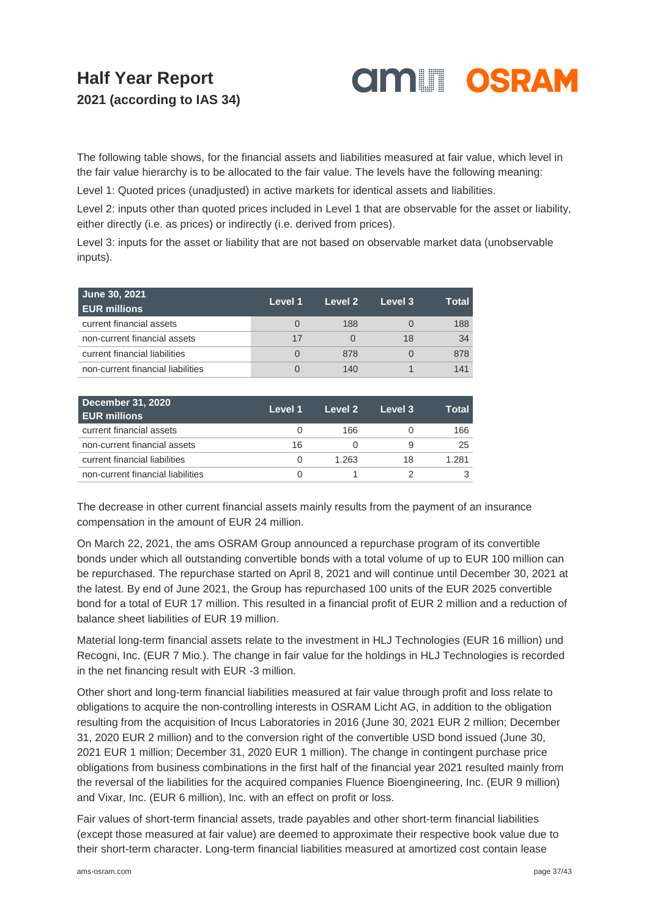The following table shows, for the financial assets and liabilities measured at fair value, which level in the fair value hierarchy is to be allocated to the fair value. The levels have the following meaning:

Level 1: Quoted prices (unadjusted) in active markets for identical assets and liabilities.

Level 2: inputs other than quoted prices included in Level 1 that are observable for the asset or liability, either directly (i.e. as prices) or indirectly (i.e. derived from prices).

Level 3: inputs for the asset or liability that are not based on observable market data (unobservable inputs).

| June 30, 2021<br>EUR millions | Level 1 | Level 2 | Level 3 | Total |
|---|---|---|---|---|
| current financial assets | 0 | 188 | 0 | 188 |
| non-current financial assets | 17 | 0 | 18 | 34 |
| current financial liabilities | 0 | 878 | 0 | 878 |
| non-current financial liabilities | 0 | 140 | 1 | 141 |

| December 31, 2020<br>EUR millions | Level 1 | Level 2 | Level 3 | Total |
|---|---|---|---|---|
| current financial assets | 0 | 166 | 0 | 166 |
| non-current financial assets | 16 | 0 | 9 | 25 |
| current financial liabilities | 0 | 1.263 | 18 | 1.281 |
| non-current financial liabilities | 0 | 1 | 2 | 3 |

The decrease in other current financial assets mainly results from the payment of an insurance compensation in the amount of EUR 24 million.

On March 22, 2021, the ams OSRAM Group announced a repurchase program of its convertible bonds under which all outstanding convertible bonds with a total volume of up to EUR 100 million can be repurchased. The repurchase started on April 8, 2021 and will continue until December 30, 2021 at the latest. By end of June 2021, the Group has repurchased 100 units of the EUR 2025 convertible bond for a total of EUR 17 million. This resulted in a financial profit of EUR 2 million and a reduction of balance sheet liabilities of EUR 19 million.

Material long-term financial assets relate to the investment in HLJ Technologies (EUR 16 million) und Recogni, Inc. (EUR 7 Mio.). The change in fair value for the holdings in HLJ Technologies is recorded in the net financing result with EUR -3 million.

Other short and long-term financial liabilities measured at fair value through profit and loss relate to obligations to acquire the non-controlling interests in OSRAM Licht AG, in addition to the obligation resulting from the acquisition of Incus Laboratories in 2016 (June 30, 2021 EUR 2 million; December 31, 2020 EUR 2 million) and to the conversion right of the convertible USD bond issued (June 30, 2021 EUR 1 million; December 31, 2020 EUR 1 million). The change in contingent purchase price obligations from business combinations in the first half of the financial year 2021 resulted mainly from the reversal of the liabilities for the acquired companies Fluence Bioengineering, Inc. (EUR 9 million) and Vixar, Inc. (EUR 6 million), Inc. with an effect on profit or loss.

Fair values of short-term financial assets, trade payables and other short-term financial liabilities (except those measured at fair value) are deemed to approximate their respective book value due to their short-term character. Long-term financial liabilities measured at amortized cost contain lease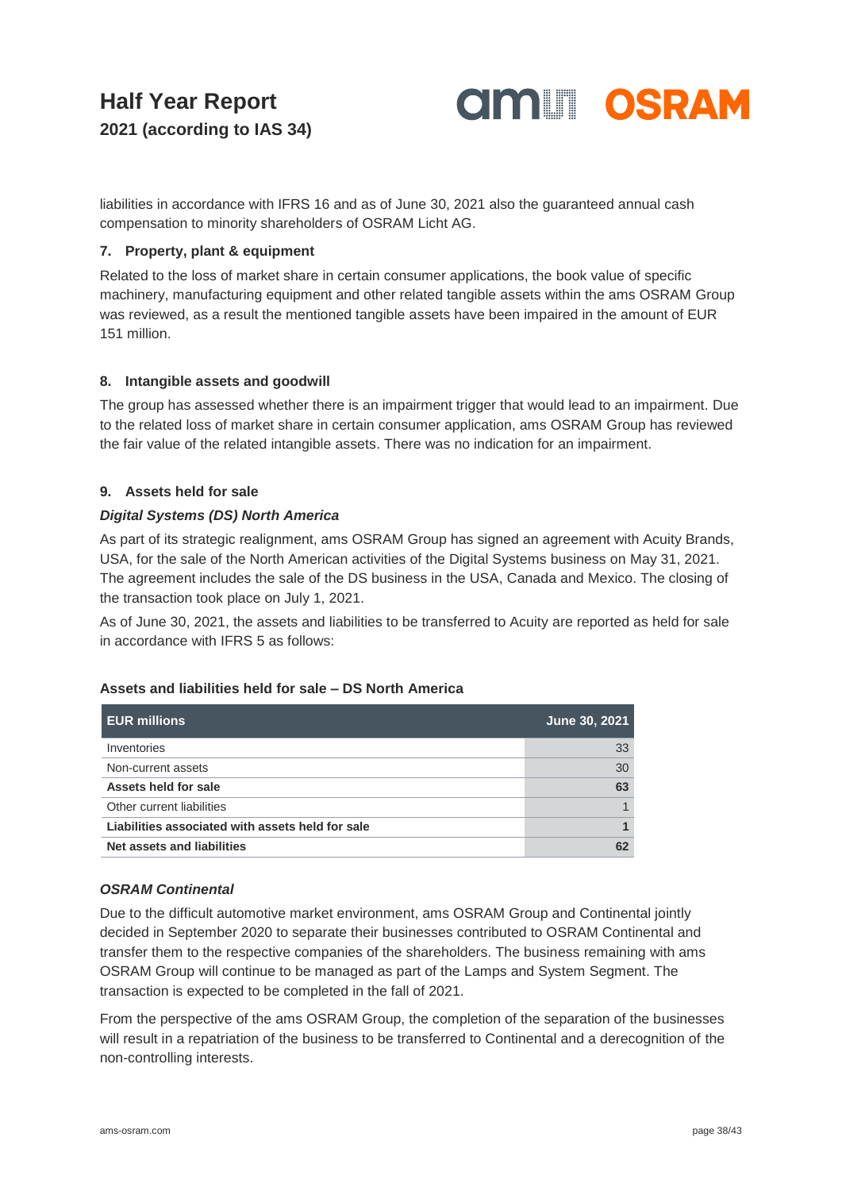liabilities in accordance with IFRS 16 and as of June 30, 2021 also the guaranteed annual cash compensation to minority shareholders of OSRAM Licht AG.

### 7. Property, plant & equipment

Related to the loss of market share in certain consumer applications, the book value of specific machinery, manufacturing equipment and other related tangible assets within the ams OSRAM Group was reviewed, as a result the mentioned tangible assets have been impaired in the amount of EUR 151 million.

### 8. Intangible assets and goodwill

The group has assessed whether there is an impairment trigger that would lead to an impairment. Due to the related loss of market share in certain consumer application, ams OSRAM Group has reviewed the fair value of the related intangible assets. There was no indication for an impairment.

### 9. Assets held for sale

***Digital Systems (DS) North America***

As part of its strategic realignment, ams OSRAM Group has signed an agreement with Acuity Brands, USA, for the sale of the North American activities of the Digital Systems business on May 31, 2021. The agreement includes the sale of the DS business in the USA, Canada and Mexico. The closing of the transaction took place on July 1, 2021.

As of June 30, 2021, the assets and liabilities to be transferred to Acuity are reported as held for sale in accordance with IFRS 5 as follows:

**Assets and liabilities held for sale – DS North America**

| EUR millions | June 30, 2021 |
|---|---|
| Inventories | 33 |
| Non-current assets | 30 |
| **Assets held for sale** | **63** |
| Other current liabilities | 1 |
| **Liabilities associated with assets held for sale** | **1** |
| **Net assets and liabilities** | **62** |

***OSRAM Continental***

Due to the difficult automotive market environment, ams OSRAM Group and Continental jointly decided in September 2020 to separate their businesses contributed to OSRAM Continental and transfer them to the respective companies of the shareholders. The business remaining with ams OSRAM Group will continue to be managed as part of the Lamps and System Segment. The transaction is expected to be completed in the fall of 2021.

From the perspective of the ams OSRAM Group, the completion of the separation of the businesses will result in a repatriation of the business to be transferred to Continental and a derecognition of the non-controlling interests.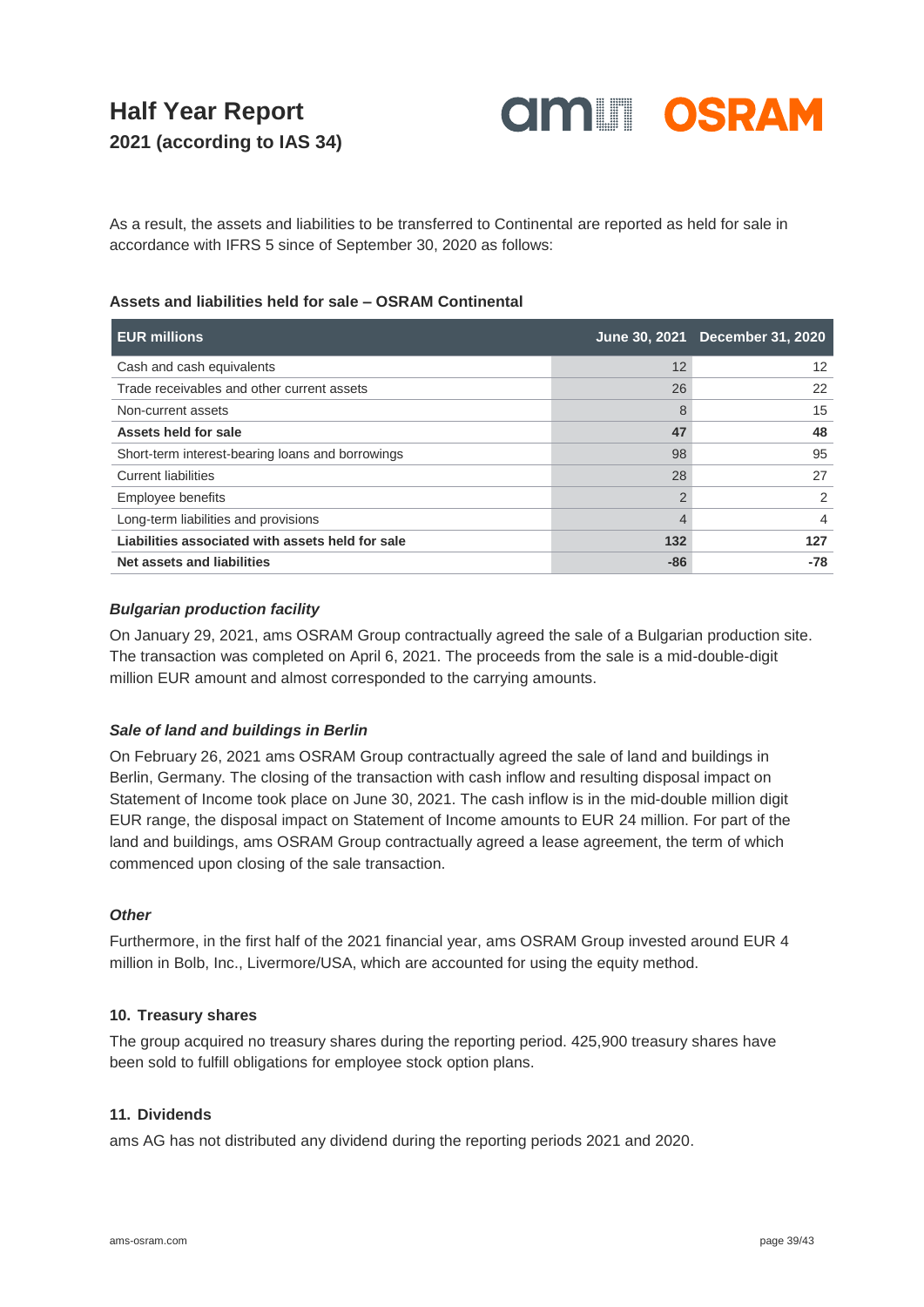As a result, the assets and liabilities to be transferred to Continental are reported as held for sale in accordance with IFRS 5 since of September 30, 2020 as follows:

**Assets and liabilities held for sale – OSRAM Continental**

| EUR millions | June 30, 2021 | December 31, 2020 |
|---|---|---|
| Cash and cash equivalents | 12 | 12 |
| Trade receivables and other current assets | 26 | 22 |
| Non-current assets | 8 | 15 |
| **Assets held for sale** | **47** | **48** |
| Short-term interest-bearing loans and borrowings | 98 | 95 |
| Current liabilities | 28 | 27 |
| Employee benefits | 2 | 2 |
| Long-term liabilities and provisions | 4 | 4 |
| **Liabilities associated with assets held for sale** | **132** | **127** |
| **Net assets and liabilities** | **-86** | **-78** |

***Bulgarian production facility***

On January 29, 2021, ams OSRAM Group contractually agreed the sale of a Bulgarian production site. The transaction was completed on April 6, 2021. The proceeds from the sale is a mid-double-digit million EUR amount and almost corresponded to the carrying amounts.

***Sale of land and buildings in Berlin***

On February 26, 2021 ams OSRAM Group contractually agreed the sale of land and buildings in Berlin, Germany. The closing of the transaction with cash inflow and resulting disposal impact on Statement of Income took place on June 30, 2021. The cash inflow is in the mid-double million digit EUR range, the disposal impact on Statement of Income amounts to EUR 24 million. For part of the land and buildings, ams OSRAM Group contractually agreed a lease agreement, the term of which commenced upon closing of the sale transaction.

***Other***

Furthermore, in the first half of the 2021 financial year, ams OSRAM Group invested around EUR 4 million in Bolb, Inc., Livermore/USA, which are accounted for using the equity method.

### 10. Treasury shares

The group acquired no treasury shares during the reporting period. 425,900 treasury shares have been sold to fulfill obligations for employee stock option plans.

### 11. Dividends

ams AG has not distributed any dividend during the reporting periods 2021 and 2020.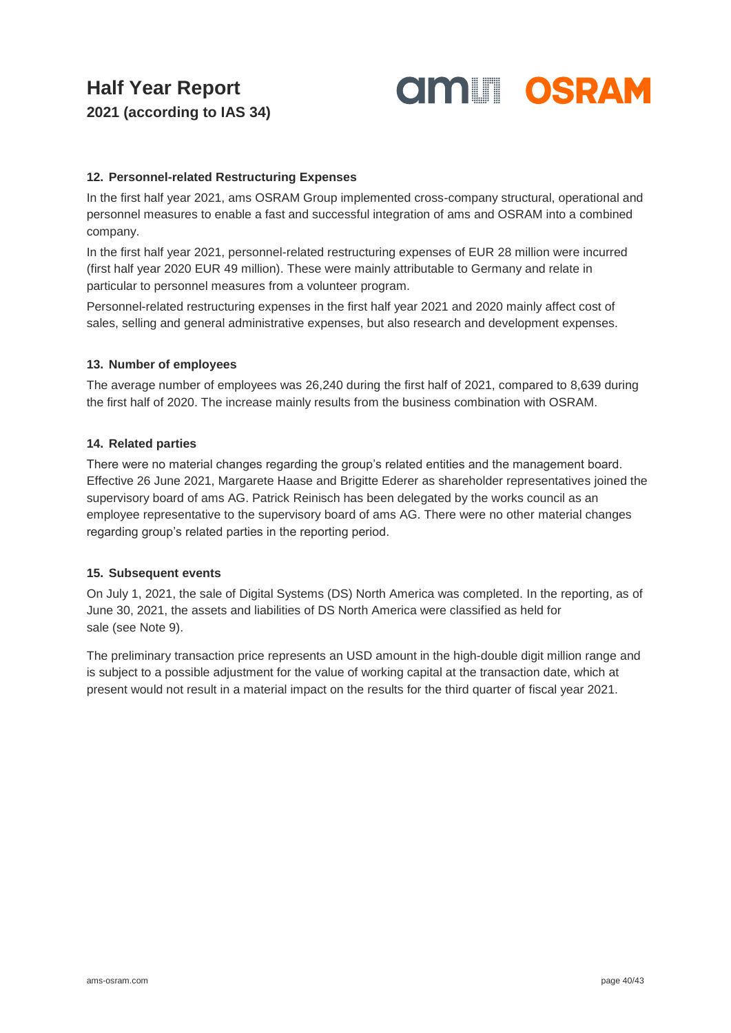#### 12. Personnel-related Restructuring Expenses

In the first half year 2021, ams OSRAM Group implemented cross-company structural, operational and personnel measures to enable a fast and successful integration of ams and OSRAM into a combined company.

In the first half year 2021, personnel-related restructuring expenses of EUR 28 million were incurred (first half year 2020 EUR 49 million). These were mainly attributable to Germany and relate in particular to personnel measures from a volunteer program.

Personnel-related restructuring expenses in the first half year 2021 and 2020 mainly affect cost of sales, selling and general administrative expenses, but also research and development expenses.

#### 13. Number of employees

The average number of employees was 26,240 during the first half of 2021, compared to 8,639 during the first half of 2020. The increase mainly results from the business combination with OSRAM.

#### 14. Related parties

There were no material changes regarding the group's related entities and the management board. Effective 26 June 2021, Margarete Haase and Brigitte Ederer as shareholder representatives joined the supervisory board of ams AG. Patrick Reinisch has been delegated by the works council as an employee representative to the supervisory board of ams AG. There were no other material changes regarding group's related parties in the reporting period.

#### 15. Subsequent events

On July 1, 2021, the sale of Digital Systems (DS) North America was completed. In the reporting, as of June 30, 2021, the assets and liabilities of DS North America were classified as held for sale (see Note 9).

The preliminary transaction price represents an USD amount in the high-double digit million range and is subject to a possible adjustment for the value of working capital at the transaction date, which at present would not result in a material impact on the results for the third quarter of fiscal year 2021.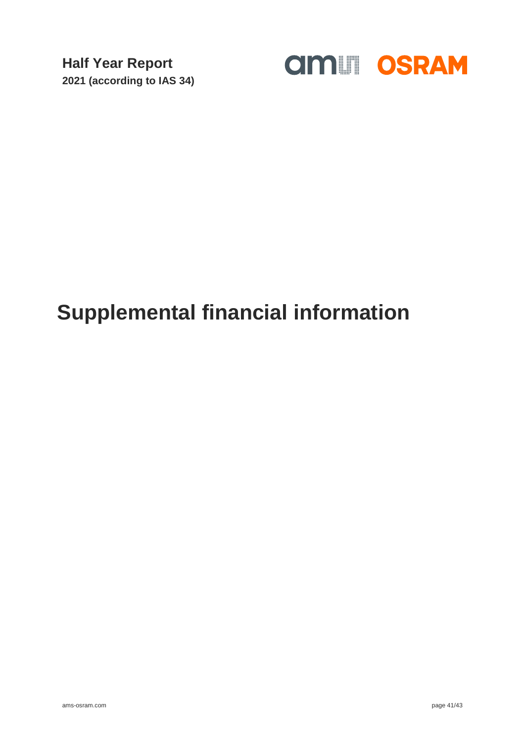# Supplemental financial information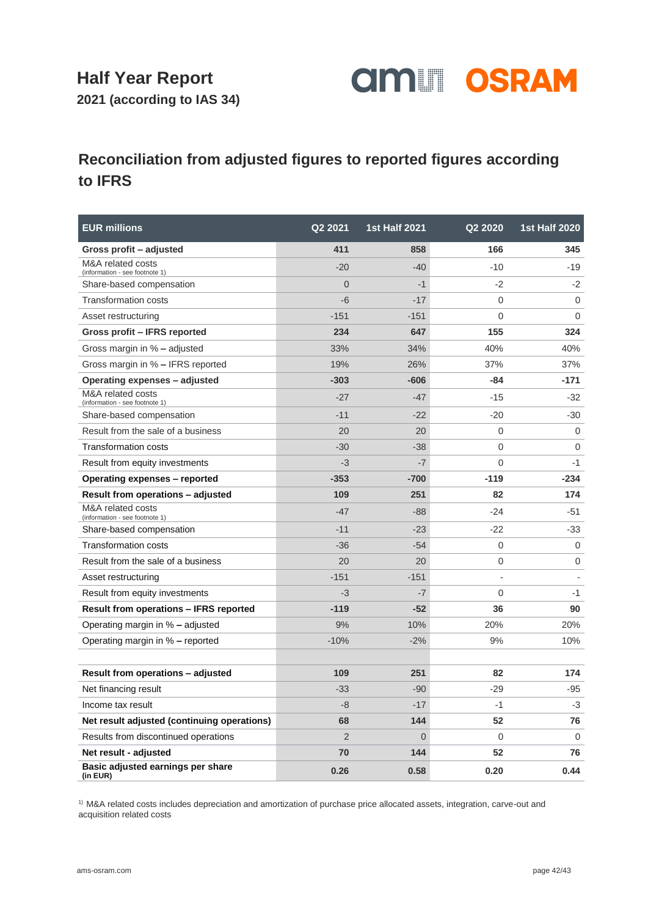# Half Year Report

**2021 (according to IAS 34)**

## Reconciliation from adjusted figures to reported figures according to IFRS

| EUR millions | Q2 2021 | 1st Half 2021 | Q2 2020 | 1st Half 2020 |
|---|---|---|---|---|
| **Gross profit – adjusted** | **411** | **858** | **166** | **345** |
| M&A related costs (information - see footnote 1) | -20 | -40 | -10 | -19 |
| Share-based compensation | 0 | -1 | -2 | -2 |
| Transformation costs | -6 | -17 | 0 | 0 |
| Asset restructuring | -151 | -151 | 0 | 0 |
| **Gross profit – IFRS reported** | **234** | **647** | **155** | **324** |
| Gross margin in % – adjusted | 33% | 34% | 40% | 40% |
| Gross margin in % – IFRS reported | 19% | 26% | 37% | 37% |
| **Operating expenses – adjusted** | **-303** | **-606** | **-84** | **-171** |
| M&A related costs (information - see footnote 1) | -27 | -47 | -15 | -32 |
| Share-based compensation | -11 | -22 | -20 | -30 |
| Result from the sale of a business | 20 | 20 | 0 | 0 |
| Transformation costs | -30 | -38 | 0 | 0 |
| Result from equity investments | -3 | -7 | 0 | -1 |
| **Operating expenses – reported** | **-353** | **-700** | **-119** | **-234** |
| **Result from operations – adjusted** | **109** | **251** | **82** | **174** |
| M&A related costs (information - see footnote 1) | -47 | -88 | -24 | -51 |
| Share-based compensation | -11 | -23 | -22 | -33 |
| Transformation costs | -36 | -54 | 0 | 0 |
| Result from the sale of a business | 20 | 20 | 0 | 0 |
| Asset restructuring | -151 | -151 | - | - |
| Result from equity investments | -3 | -7 | 0 | -1 |
| **Result from operations – IFRS reported** | **-119** | **-52** | **36** | **90** |
| Operating margin in % – adjusted | 9% | 10% | 20% | 20% |
| Operating margin in % – reported | -10% | -2% | 9% | 10% |
| | | | | |
| **Result from operations – adjusted** | **109** | **251** | **82** | **174** |
| Net financing result | -33 | -90 | -29 | -95 |
| Income tax result | -8 | -17 | -1 | -3 |
| **Net result adjusted (continuing operations)** | **68** | **144** | **52** | **76** |
| Results from discontinued operations | 2 | 0 | 0 | 0 |
| **Net result - adjusted** | **70** | **144** | **52** | **76** |
| **Basic adjusted earnings per share (in EUR)** | **0.26** | **0.58** | **0.20** | **0.44** |

[1] M&A related costs includes depreciation and amortization of purchase price allocated assets, integration, carve-out and acquisition related costs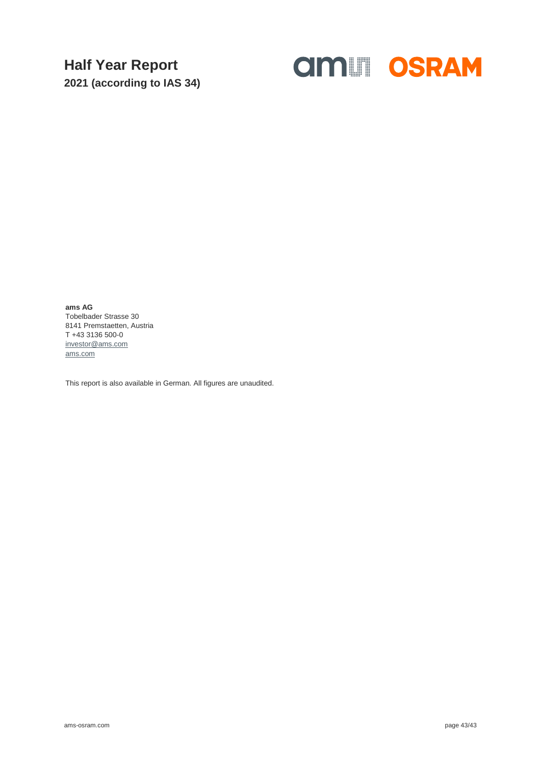# Half Year Report

## 2021 (according to IAS 34)

**ams AG**
Tobelbader Strasse 30
8141 Premstaetten, Austria
T +43 3136 500-0
investor@ams.com
ams.com

This report is also available in German. All figures are unaudited.